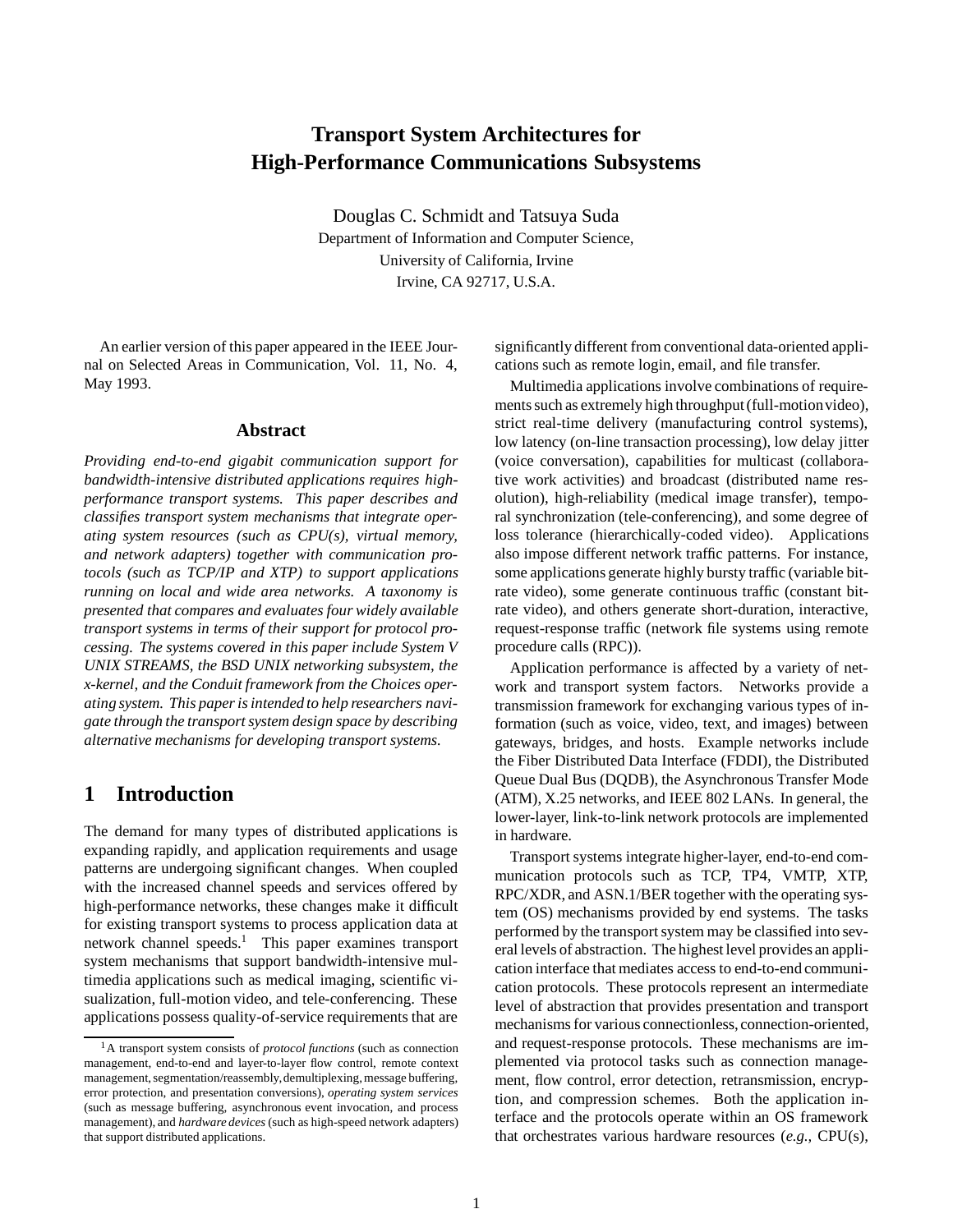# Transport System Architectures for High-Performance Communications Subsystems

Douglas C. Schmidt and Tatsuya Suda
Department of Information and Computer Science,
University of California, Irvine
Irvine, CA 92717, U.S.A.

An earlier version of this paper appeared in the IEEE Journal on Selected Areas in Communication, Vol. 11, No. 4, May 1993.

### Abstract

*Providing end-to-end gigabit communication support for bandwidth-intensive distributed applications requires high-performance transport systems. This paper describes and classifies transport system mechanisms that integrate operating system resources (such as CPU(s), virtual memory, and network adapters) together with communication protocols (such as TCP/IP and XTP) to support applications running on local and wide area networks. A taxonomy is presented that compares and evaluates four widely available transport systems in terms of their support for protocol processing. The systems covered in this paper include System V UNIX STREAMS, the BSD UNIX networking subsystem, the x-kernel, and the Conduit framework from the Choices operating system. This paper is intended to help researchers navigate through the transport system design space by describing alternative mechanisms for developing transport systems.*

## 1 Introduction

The demand for many types of distributed applications is expanding rapidly, and application requirements and usage patterns are undergoing significant changes. When coupled with the increased channel speeds and services offered by high-performance networks, these changes make it difficult for existing transport systems to process application data at network channel speeds.[1] This paper examines transport system mechanisms that support bandwidth-intensive multimedia applications such as medical imaging, scientific visualization, full-motion video, and tele-conferencing. These applications possess quality-of-service requirements that are significantly different from conventional data-oriented applications such as remote login, email, and file transfer.

Multimedia applications involve combinations of requirements such as extremely high throughput (full-motion video), strict real-time delivery (manufacturing control systems), low latency (on-line transaction processing), low delay jitter (voice conversation), capabilities for multicast (collaborative work activities) and broadcast (distributed name resolution), high-reliability (medical image transfer), temporal synchronization (tele-conferencing), and some degree of loss tolerance (hierarchically-coded video). Applications also impose different network traffic patterns. For instance, some applications generate highly bursty traffic (variable bit-rate video), some generate continuous traffic (constant bit-rate video), and others generate short-duration, interactive, request-response traffic (network file systems using remote procedure calls (RPC)).

Application performance is affected by a variety of network and transport system factors. Networks provide a transmission framework for exchanging various types of information (such as voice, video, text, and images) between gateways, bridges, and hosts. Example networks include the Fiber Distributed Data Interface (FDDI), the Distributed Queue Dual Bus (DQDB), the Asynchronous Transfer Mode (ATM), X.25 networks, and IEEE 802 LANs. In general, the lower-layer, link-to-link network protocols are implemented in hardware.

Transport systems integrate higher-layer, end-to-end communication protocols such as TCP, TP4, VMTP, XTP, RPC/XDR, and ASN.1/BER together with the operating system (OS) mechanisms provided by end systems. The tasks performed by the transport system may be classified into several levels of abstraction. The highest level provides an application interface that mediates access to end-to-end communication protocols. These protocols represent an intermediate level of abstraction that provides presentation and transport mechanisms for various connectionless, connection-oriented, and request-response protocols. These mechanisms are implemented via protocol tasks such as connection management, flow control, error detection, retransmission, encryption, and compression schemes. Both the application interface and the protocols operate within an OS framework that orchestrates various hardware resources (*e.g.,* CPU(s),

[1] A transport system consists of *protocol functions* (such as connection management, end-to-end and layer-to-layer flow control, remote context management, segmentation/reassembly, demultiplexing, message buffering, error protection, and presentation conversions), *operating system services* (such as message buffering, asynchronous event invocation, and process management), and *hardware devices* (such as high-speed network adapters) that support distributed applications.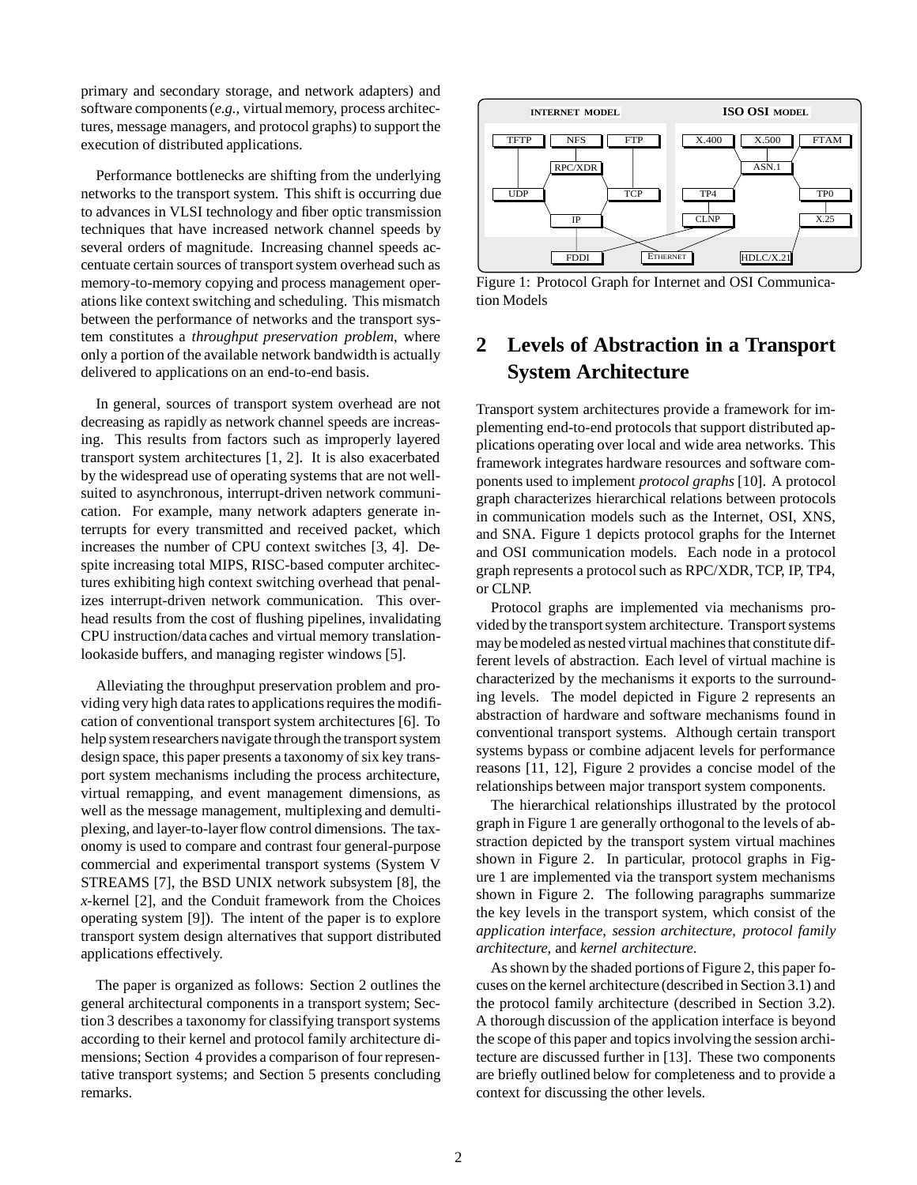primary and secondary storage, and network adapters) and software components (*e.g.,* virtual memory, process architectures, message managers, and protocol graphs) to support the execution of distributed applications.

Performance bottlenecks are shifting from the underlying networks to the transport system. This shift is occurring due to advances in VLSI technology and fiber optic transmission techniques that have increased network channel speeds by several orders of magnitude. Increasing channel speeds accentuate certain sources of transport system overhead such as memory-to-memory copying and process management operations like context switching and scheduling. This mismatch between the performance of networks and the transport system constitutes a *throughput preservation problem*, where only a portion of the available network bandwidth is actually delivered to applications on an end-to-end basis.

In general, sources of transport system overhead are not decreasing as rapidly as network channel speeds are increasing. This results from factors such as improperly layered transport system architectures [1, 2]. It is also exacerbated by the widespread use of operating systems that are not well-suited to asynchronous, interrupt-driven network communication. For example, many network adapters generate interrupts for every transmitted and received packet, which increases the number of CPU context switches [3, 4]. Despite increasing total MIPS, RISC-based computer architectures exhibiting high context switching overhead that penalizes interrupt-driven network communication. This overhead results from the cost of flushing pipelines, invalidating CPU instruction/data caches and virtual memory translation-lookaside buffers, and managing register windows [5].

Alleviating the throughput preservation problem and providing very high data rates to applications requires the modification of conventional transport system architectures [6]. To help system researchers navigate through the transport system design space, this paper presents a taxonomy of six key transport system mechanisms including the process architecture, virtual remapping, and event management dimensions, as well as the message management, multiplexing and demultiplexing, and layer-to-layer flow control dimensions. The taxonomy is used to compare and contrast four general-purpose commercial and experimental transport systems (System V STREAMS [7], the BSD UNIX network subsystem [8], the *x*-kernel [2], and the Conduit framework from the Choices operating system [9]). The intent of the paper is to explore transport system design alternatives that support distributed applications effectively.

The paper is organized as follows: Section 2 outlines the general architectural components in a transport system; Section 3 describes a taxonomy for classifying transport systems according to their kernel and protocol family architecture dimensions; Section 4 provides a comparison of four representative transport systems; and Section 5 presents concluding remarks.

Figure 1: Protocol Graph for Internet and OSI Communication Models

## 2 Levels of Abstraction in a Transport System Architecture

Transport system architectures provide a framework for implementing end-to-end protocols that support distributed applications operating over local and wide area networks. This framework integrates hardware resources and software components used to implement *protocol graphs* [10]. A protocol graph characterizes hierarchical relations between protocols in communication models such as the Internet, OSI, XNS, and SNA. Figure 1 depicts protocol graphs for the Internet and OSI communication models. Each node in a protocol graph represents a protocol such as RPC/XDR, TCP, IP, TP4, or CLNP.

Protocol graphs are implemented via mechanisms provided by the transport system architecture. Transport systems may be modeled as nested virtual machines that constitute different levels of abstraction. Each level of virtual machine is characterized by the mechanisms it exports to the surrounding levels. The model depicted in Figure 2 represents an abstraction of hardware and software mechanisms found in conventional transport systems. Although certain transport systems bypass or combine adjacent levels for performance reasons [11, 12], Figure 2 provides a concise model of the relationships between major transport system components.

The hierarchical relationships illustrated by the protocol graph in Figure 1 are generally orthogonal to the levels of abstraction depicted by the transport system virtual machines shown in Figure 2. In particular, protocol graphs in Figure 1 are implemented via the transport system mechanisms shown in Figure 2. The following paragraphs summarize the key levels in the transport system, which consist of the *application interface*, *session architecture*, *protocol family architecture*, and *kernel architecture*.

As shown by the shaded portions of Figure 2, this paper focuses on the kernel architecture (described in Section 3.1) and the protocol family architecture (described in Section 3.2). A thorough discussion of the application interface is beyond the scope of this paper and topics involving the session architecture are discussed further in [13]. These two components are briefly outlined below for completeness and to provide a context for discussing the other levels.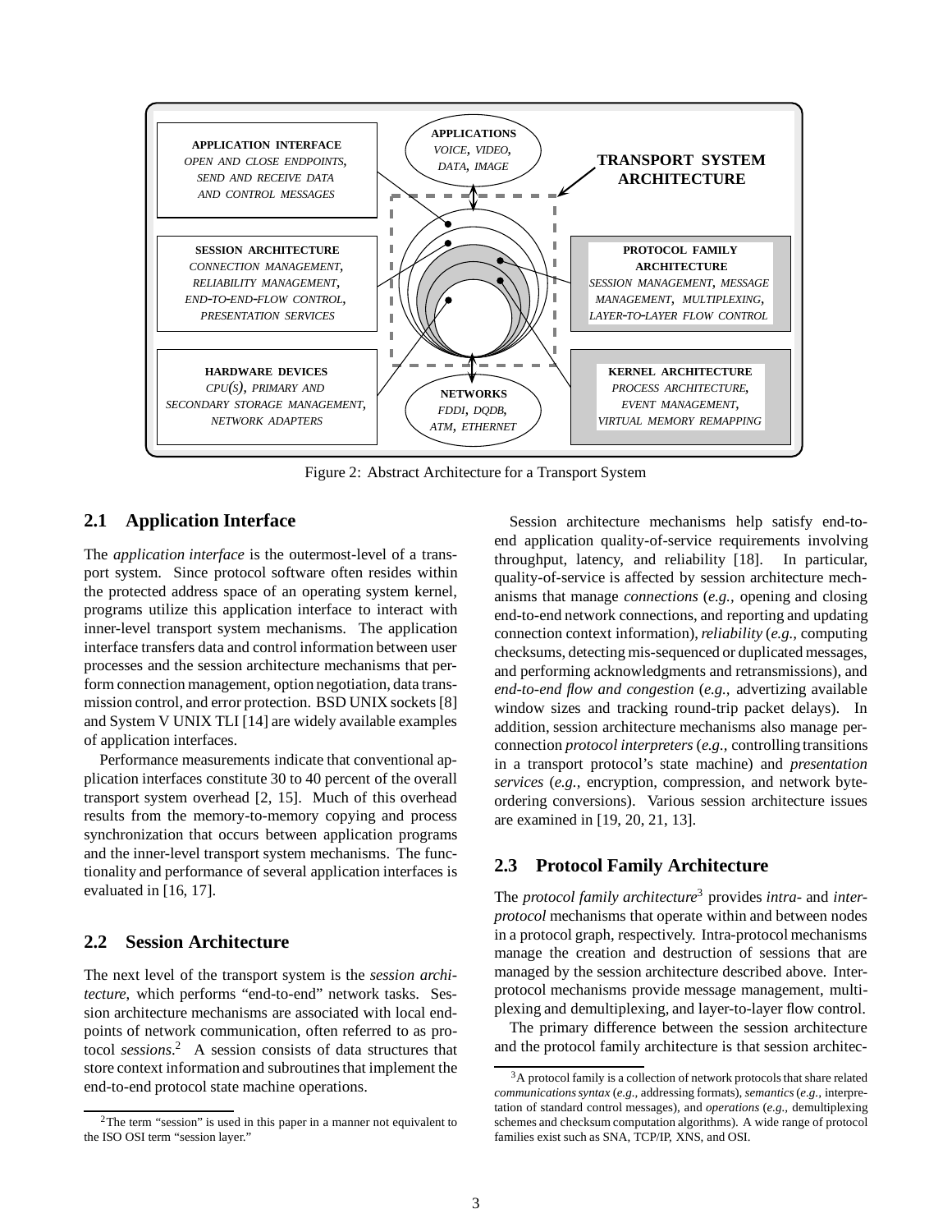Figure 2: Abstract Architecture for a Transport System

## 2.1 Application Interface

The *application interface* is the outermost-level of a transport system. Since protocol software often resides within the protected address space of an operating system kernel, programs utilize this application interface to interact with inner-level transport system mechanisms. The application interface transfers data and control information between user processes and the session architecture mechanisms that perform connection management, option negotiation, data transmission control, and error protection. BSD UNIX sockets [8] and System V UNIX TLI [14] are widely available examples of application interfaces.

Performance measurements indicate that conventional application interfaces constitute 30 to 40 percent of the overall transport system overhead [2, 15]. Much of this overhead results from the memory-to-memory copying and process synchronization that occurs between application programs and the inner-level transport system mechanisms. The functionality and performance of several application interfaces is evaluated in [16, 17].

## 2.2 Session Architecture

The next level of the transport system is the *session architecture*, which performs "end-to-end" network tasks. Session architecture mechanisms are associated with local endpoints of network communication, often referred to as protocol *sessions*.[2] A session consists of data structures that store context information and subroutines that implement the end-to-end protocol state machine operations.

Session architecture mechanisms help satisfy end-to-end application quality-of-service requirements involving throughput, latency, and reliability [18]. In particular, quality-of-service is affected by session architecture mechanisms that manage *connections* (*e.g.,* opening and closing end-to-end network connections, and reporting and updating connection context information), *reliability* (*e.g.,* computing checksums, detecting mis-sequenced or duplicated messages, and performing acknowledgments and retransmissions), and *end-to-end flow and congestion* (*e.g.,* advertizing available window sizes and tracking round-trip packet delays). In addition, session architecture mechanisms also manage per-connection *protocol interpreters* (*e.g.,* controlling transitions in a transport protocol's state machine) and *presentation services* (*e.g.,* encryption, compression, and network byte-ordering conversions). Various session architecture issues are examined in [19, 20, 21, 13].

## 2.3 Protocol Family Architecture

The *protocol family architecture*[3] provides *intra-* and *inter-protocol* mechanisms that operate within and between nodes in a protocol graph, respectively. Intra-protocol mechanisms manage the creation and destruction of sessions that are managed by the session architecture described above. Inter-protocol mechanisms provide message management, multiplexing and demultiplexing, and layer-to-layer flow control.

The primary difference between the session architecture and the protocol family architecture is that session architec-

[2] The term "session" is used in this paper in a manner not equivalent to the ISO OSI term "session layer."

[3] A protocol family is a collection of network protocols that share related *communications syntax* (*e.g.,* addressing formats), *semantics* (*e.g.,* interpretation of standard control messages), and *operations* (*e.g.,* demultiplexing schemes and checksum computation algorithms). A wide range of protocol families exist such as SNA, TCP/IP, XNS, and OSI.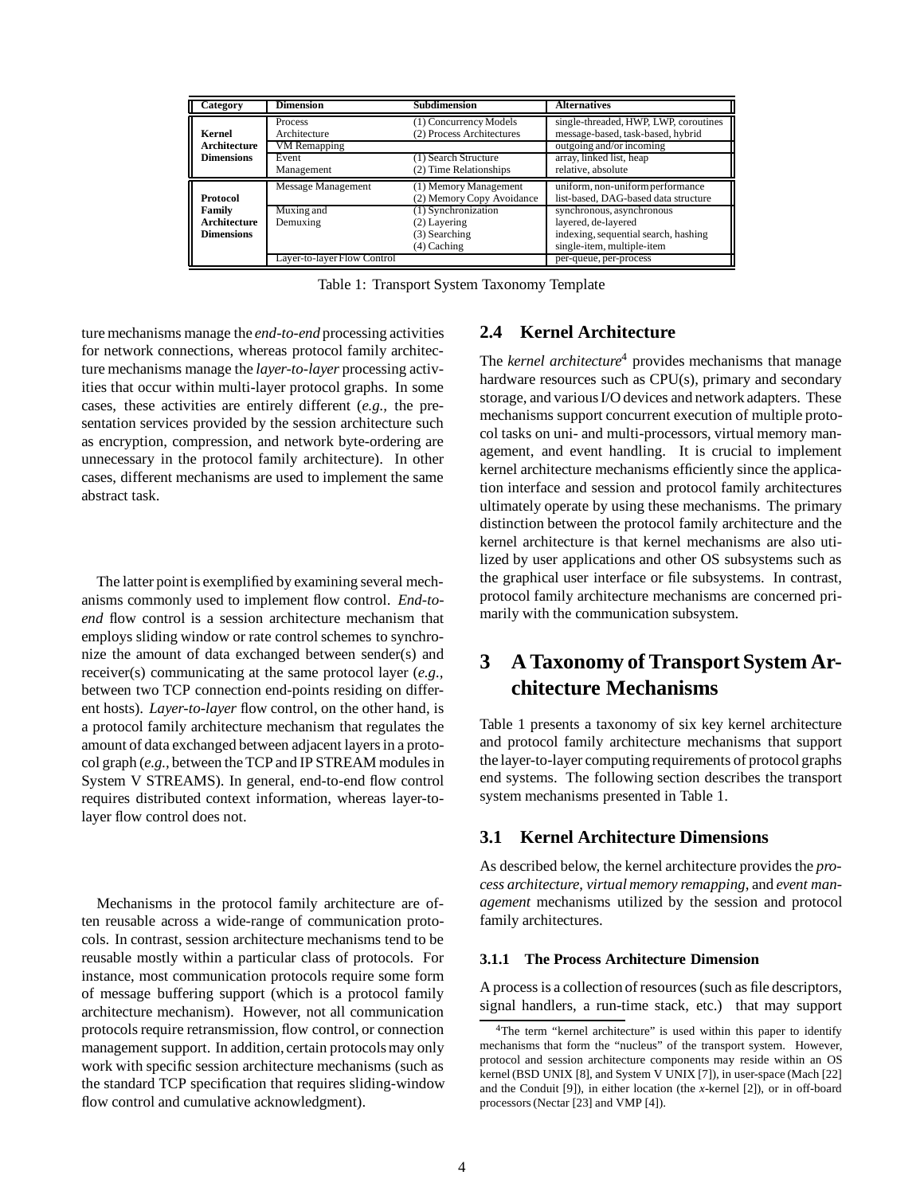| Category | Dimension | Subdimension | Alternatives |
|---|---|---|---|
| **Kernel Architecture Dimensions** | Process Architecture | (1) Concurrency Models | single-threaded, HWP, LWP, coroutines |
| | | (2) Process Architectures | message-based, task-based, hybrid |
| | VM Remapping | | outgoing and/or incoming |
| | Event Management | (1) Search Structure | array, linked list, heap |
| | | (2) Time Relationships | relative, absolute |
| **Protocol Family Architecture Dimensions** | Message Management | (1) Memory Management | uniform, non-uniform performance |
| | | (2) Memory Copy Avoidance | list-based, DAG-based data structure |
| | Muxing and Demuxing | (1) Synchronization | synchronous, asynchronous |
| | | (2) Layering | layered, de-layered |
| | | (3) Searching | indexing, sequential search, hashing |
| | | (4) Caching | single-item, multiple-item |
| | Layer-to-layer Flow Control | | per-queue, per-process |

Table 1: Transport System Taxonomy Template

ture mechanisms manage the *end-to-end* processing activities for network connections, whereas protocol family architecture mechanisms manage the *layer-to-layer* processing activities that occur within multi-layer protocol graphs. In some cases, these activities are entirely different (*e.g.,* the presentation services provided by the session architecture such as encryption, compression, and network byte-ordering are unnecessary in the protocol family architecture). In other cases, different mechanisms are used to implement the same abstract task.

The latter point is exemplified by examining several mechanisms commonly used to implement flow control. *End-to-end* flow control is a session architecture mechanism that employs sliding window or rate control schemes to synchronize the amount of data exchanged between sender(s) and receiver(s) communicating at the same protocol layer (*e.g.,* between two TCP connection end-points residing on different hosts). *Layer-to-layer* flow control, on the other hand, is a protocol family architecture mechanism that regulates the amount of data exchanged between adjacent layers in a protocol graph (*e.g.,* between the TCP and IP STREAM modules in System V STREAMS). In general, end-to-end flow control requires distributed context information, whereas layer-to-layer flow control does not.

Mechanisms in the protocol family architecture are often reusable across a wide-range of communication protocols. In contrast, session architecture mechanisms tend to be reusable mostly within a particular class of protocols. For instance, most communication protocols require some form of message buffering support (which is a protocol family architecture mechanism). However, not all communication protocols require retransmission, flow control, or connection management support. In addition, certain protocols may only work with specific session architecture mechanisms (such as the standard TCP specification that requires sliding-window flow control and cumulative acknowledgment).

## 2.4 Kernel Architecture

The *kernel architecture*[4] provides mechanisms that manage hardware resources such as CPU(s), primary and secondary storage, and various I/O devices and network adapters. These mechanisms support concurrent execution of multiple protocol tasks on uni- and multi-processors, virtual memory management, and event handling. It is crucial to implement kernel architecture mechanisms efficiently since the application interface and session and protocol family architectures ultimately operate by using these mechanisms. The primary distinction between the protocol family architecture and the kernel architecture is that kernel mechanisms are also utilized by user applications and other OS subsystems such as the graphical user interface or file subsystems. In contrast, protocol family architecture mechanisms are concerned primarily with the communication subsystem.

# 3 A Taxonomy of Transport System Architecture Mechanisms

Table 1 presents a taxonomy of six key kernel architecture and protocol family architecture mechanisms that support the layer-to-layer computing requirements of protocol graphs end systems. The following section describes the transport system mechanisms presented in Table 1.

## 3.1 Kernel Architecture Dimensions

As described below, the kernel architecture provides the *process architecture*, *virtual memory remapping*, and *event management* mechanisms utilized by the session and protocol family architectures.

### 3.1.1 The Process Architecture Dimension

A process is a collection of resources (such as file descriptors, signal handlers, a run-time stack, etc.) that may support

[4] The term "kernel architecture" is used within this paper to identify mechanisms that form the "nucleus" of the transport system. However, protocol and session architecture components may reside within an OS kernel (BSD UNIX [8], and System V UNIX [7]), in user-space (Mach [22] and the Conduit [9]), in either location (the *x*-kernel [2]), or in off-board processors (Nectar [23] and VMP [4]).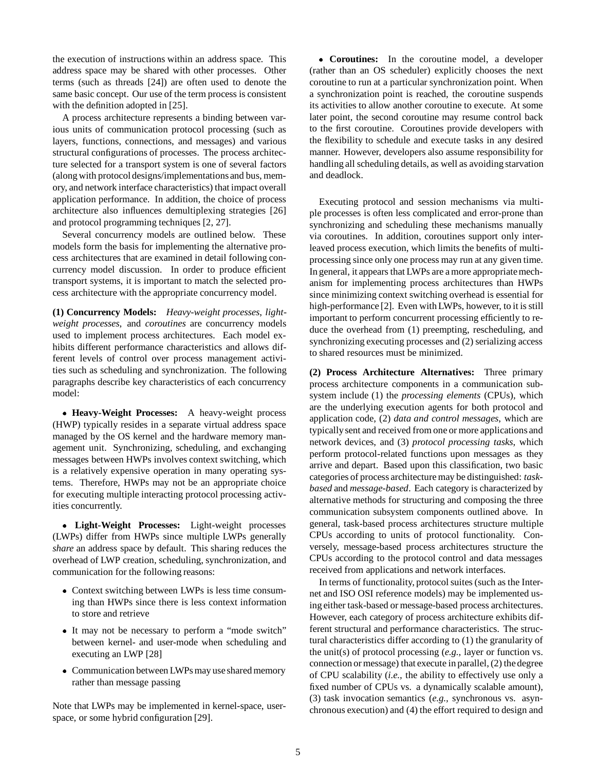the execution of instructions within an address space. This address space may be shared with other processes. Other terms (such as threads [24]) are often used to denote the same basic concept. Our use of the term process is consistent with the definition adopted in [25].

A process architecture represents a binding between various units of communication protocol processing (such as layers, functions, connections, and messages) and various structural configurations of processes. The process architecture selected for a transport system is one of several factors (along with protocol designs/implementations and bus, memory, and network interface characteristics) that impact overall application performance. In addition, the choice of process architecture also influences demultiplexing strategies [26] and protocol programming techniques [2, 27].

Several concurrency models are outlined below. These models form the basis for implementing the alternative process architectures that are examined in detail following concurrency model discussion. In order to produce efficient transport systems, it is important to match the selected process architecture with the appropriate concurrency model.

**(1) Concurrency Models:** *Heavy-weight processes*, *light-weight processes*, and *coroutines* are concurrency models used to implement process architectures. Each model exhibits different performance characteristics and allows different levels of control over process management activities such as scheduling and synchronization. The following paragraphs describe key characteristics of each concurrency model:

- **Heavy-Weight Processes:** A heavy-weight process (HWP) typically resides in a separate virtual address space managed by the OS kernel and the hardware memory management unit. Synchronizing, scheduling, and exchanging messages between HWPs involves context switching, which is a relatively expensive operation in many operating systems. Therefore, HWPs may not be an appropriate choice for executing multiple interacting protocol processing activities concurrently.

- **Light-Weight Processes:** Light-weight processes (LWPs) differ from HWPs since multiple LWPs generally *share* an address space by default. This sharing reduces the overhead of LWP creation, scheduling, synchronization, and communication for the following reasons:

  - Context switching between LWPs is less time consuming than HWPs since there is less context information to store and retrieve
  - It may not be necessary to perform a "mode switch" between kernel- and user-mode when scheduling and executing an LWP [28]
  - Communication between LWPs may use shared memory rather than message passing

  Note that LWPs may be implemented in kernel-space, user-space, or some hybrid configuration [29].

- **Coroutines:** In the coroutine model, a developer (rather than an OS scheduler) explicitly chooses the next coroutine to run at a particular synchronization point. When a synchronization point is reached, the coroutine suspends its activities to allow another coroutine to execute. At some later point, the second coroutine may resume control back to the first coroutine. Coroutines provide developers with the flexibility to schedule and execute tasks in any desired manner. However, developers also assume responsibility for handling all scheduling details, as well as avoiding starvation and deadlock.

Executing protocol and session mechanisms via multiple processes is often less complicated and error-prone than synchronizing and scheduling these mechanisms manually via coroutines. In addition, coroutines support only interleaved process execution, which limits the benefits of multiprocessing since only one process may run at any given time. In general, it appears that LWPs are a more appropriate mechanism for implementing process architectures than HWPs since minimizing context switching overhead is essential for high-performance [2]. Even with LWPs, however, to it is still important to perform concurrent processing efficiently to reduce the overhead from (1) preempting, rescheduling, and synchronizing executing processes and (2) serializing access to shared resources must be minimized.

**(2) Process Architecture Alternatives:** Three primary process architecture components in a communication subsystem include (1) the *processing elements* (CPUs), which are the underlying execution agents for both protocol and application code, (2) *data and control messages*, which are typically sent and received from one or more applications and network devices, and (3) *protocol processing tasks*, which perform protocol-related functions upon messages as they arrive and depart. Based upon this classification, two basic categories of process architecture may be distinguished: *task-based* and *message-based*. Each category is characterized by alternative methods for structuring and composing the three communication subsystem components outlined above. In general, task-based process architectures structure multiple CPUs according to units of protocol functionality. Conversely, message-based process architectures structure the CPUs according to the protocol control and data messages received from applications and network interfaces.

In terms of functionality, protocol suites (such as the Internet and ISO OSI reference models) may be implemented using either task-based or message-based process architectures. However, each category of process architecture exhibits different structural and performance characteristics. The structural characteristics differ according to (1) the granularity of the unit(s) of protocol processing (*e.g.,* layer or function vs. connection or message) that execute in parallel, (2) the degree of CPU scalability (*i.e.,* the ability to effectively use only a fixed number of CPUs vs. a dynamically scalable amount), (3) task invocation semantics (*e.g.,* synchronous vs. asynchronous execution) and (4) the effort required to design and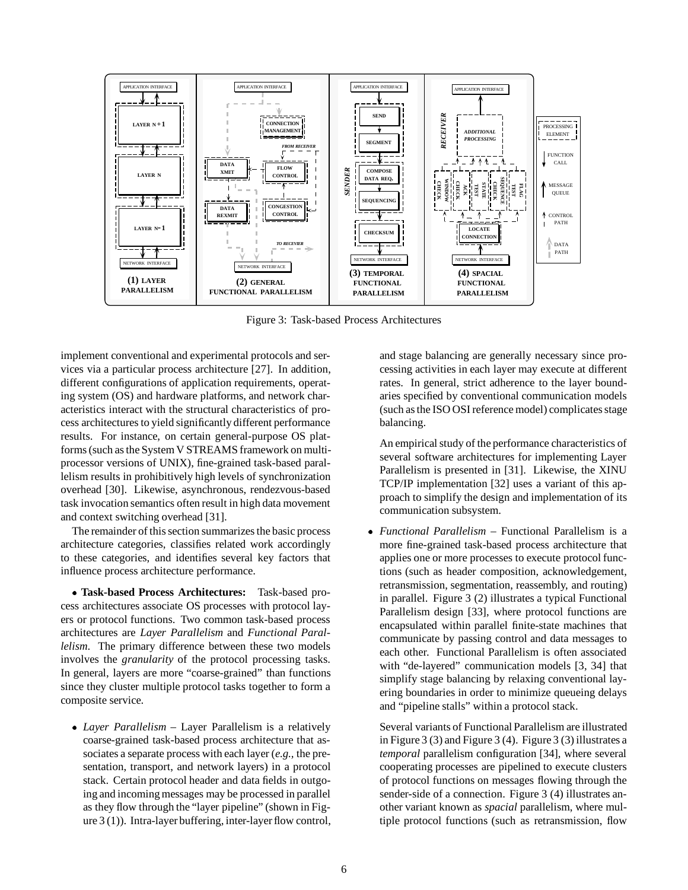Figure 3: Task-based Process Architectures

implement conventional and experimental protocols and services via a particular process architecture [27]. In addition, different configurations of application requirements, operating system (OS) and hardware platforms, and network characteristics interact with the structural characteristics of process architectures to yield significantly different performance results. For instance, on certain general-purpose OS platforms (such as the System V STREAMS framework on multiprocessor versions of UNIX), fine-grained task-based parallelism results in prohibitively high levels of synchronization overhead [30]. Likewise, asynchronous, rendezvous-based task invocation semantics often result in high data movement and context switching overhead [31].

The remainder of this section summarizes the basic process architecture categories, classifies related work accordingly to these categories, and identifies several key factors that influence process architecture performance.

• **Task-based Process Architectures:** Task-based process architectures associate OS processes with protocol layers or protocol functions. Two common task-based process architectures are *Layer Parallelism* and *Functional Parallelism*. The primary difference between these two models involves the *granularity* of the protocol processing tasks. In general, layers are more "coarse-grained" than functions since they cluster multiple protocol tasks together to form a composite service.

- *Layer Parallelism* – Layer Parallelism is a relatively coarse-grained task-based process architecture that associates a separate process with each layer (*e.g.,* the presentation, transport, and network layers) in a protocol stack. Certain protocol header and data fields in outgoing and incoming messages may be processed in parallel as they flow through the "layer pipeline" (shown in Figure 3 (1)). Intra-layer buffering, inter-layer flow control, and stage balancing are generally necessary since processing activities in each layer may execute at different rates. In general, strict adherence to the layer boundaries specified by conventional communication models (such as the ISO OSI reference model) complicates stage balancing.

  An empirical study of the performance characteristics of several software architectures for implementing Layer Parallelism is presented in [31]. Likewise, the XINU TCP/IP implementation [32] uses a variant of this approach to simplify the design and implementation of its communication subsystem.

- *Functional Parallelism* – Functional Parallelism is a more fine-grained task-based process architecture that applies one or more processes to execute protocol functions (such as header composition, acknowledgement, retransmission, segmentation, reassembly, and routing) in parallel. Figure 3 (2) illustrates a typical Functional Parallelism design [33], where protocol functions are encapsulated within parallel finite-state machines that communicate by passing control and data messages to each other. Functional Parallelism is often associated with "de-layered" communication models [3, 34] that simplify stage balancing by relaxing conventional layering boundaries in order to minimize queueing delays and "pipeline stalls" within a protocol stack.

  Several variants of Functional Parallelism are illustrated in Figure 3 (3) and Figure 3 (4). Figure 3 (3) illustrates a *temporal* parallelism configuration [34], where several cooperating processes are pipelined to execute clusters of protocol functions on messages flowing through the sender-side of a connection. Figure 3 (4) illustrates another variant known as *spacial* parallelism, where multiple protocol functions (such as retransmission, flow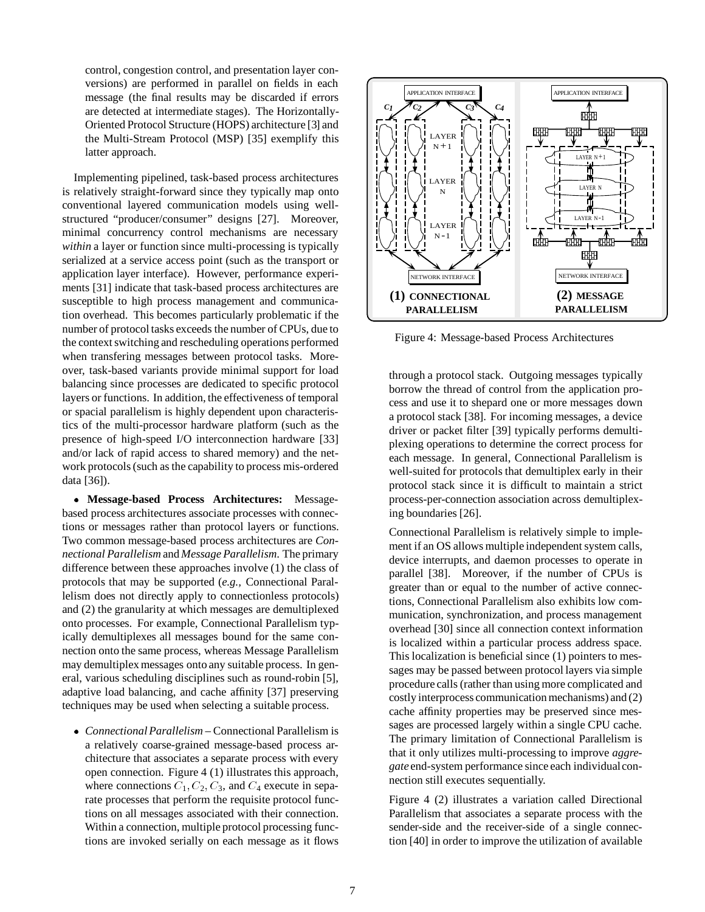control, congestion control, and presentation layer conversions) are performed in parallel on fields in each message (the final results may be discarded if errors are detected at intermediate stages). The Horizontally-Oriented Protocol Structure (HOPS) architecture [3] and the Multi-Stream Protocol (MSP) [35] exemplify this latter approach.

Implementing pipelined, task-based process architectures is relatively straight-forward since they typically map onto conventional layered communication models using well-structured "producer/consumer" designs [27]. Moreover, minimal concurrency control mechanisms are necessary *within* a layer or function since multi-processing is typically serialized at a service access point (such as the transport or application layer interface). However, performance experiments [31] indicate that task-based process architectures are susceptible to high process management and communication overhead. This becomes particularly problematic if the number of protocol tasks exceeds the number of CPUs, due to the context switching and rescheduling operations performed when transfering messages between protocol tasks. Moreover, task-based variants provide minimal support for load balancing since processes are dedicated to specific protocol layers or functions. In addition, the effectiveness of temporal or spacial parallelism is highly dependent upon characteristics of the multi-processor hardware platform (such as the presence of high-speed I/O interconnection hardware [33] and/or lack of rapid access to shared memory) and the network protocols (such as the capability to process mis-ordered data [36]).

- **Message-based Process Architectures:** Message-based process architectures associate processes with connections or messages rather than protocol layers or functions. Two common message-based process architectures are *Connectional Parallelism* and *Message Parallelism*. The primary difference between these approaches involve (1) the class of protocols that may be supported (*e.g.,* Connectional Parallelism does not directly apply to connectionless protocols) and (2) the granularity at which messages are demultiplexed onto processes. For example, Connectional Parallelism typically demultiplexes all messages bound for the same connection onto the same process, whereas Message Parallelism may demultiplex messages onto any suitable process. In general, various scheduling disciplines such as round-robin [5], adaptive load balancing, and cache affinity [37] preserving techniques may be used when selecting a suitable process.

  - *Connectional Parallelism* – Connectional Parallelism is a relatively coarse-grained message-based process architecture that associates a separate process with every open connection. Figure 4 (1) illustrates this approach, where connections $C_1, C_2, C_3$, and $C_4$ execute in separate processes that perform the requisite protocol functions on all messages associated with their connection. Within a connection, multiple protocol processing functions are invoked serially on each message as it flows through a protocol stack. Outgoing messages typically borrow the thread of control from the application process and use it to shepard one or more messages down a protocol stack [38]. For incoming messages, a device driver or packet filter [39] typically performs demultiplexing operations to determine the correct process for each message. In general, Connectional Parallelism is well-suited for protocols that demultiplex early in their protocol stack since it is difficult to maintain a strict process-per-connection association across demultiplexing boundaries [26].

    Connectional Parallelism is relatively simple to implement if an OS allows multiple independent system calls, device interrupts, and daemon processes to operate in parallel [38]. Moreover, if the number of CPUs is greater than or equal to the number of active connections, Connectional Parallelism also exhibits low communication, synchronization, and process management overhead [30] since all connection context information is localized within a particular process address space. This localization is beneficial since (1) pointers to messages may be passed between protocol layers via simple procedure calls (rather than using more complicated and costly interprocess communication mechanisms) and (2) cache affinity properties may be preserved since messages are processed largely within a single CPU cache. The primary limitation of Connectional Parallelism is that it only utilizes multi-processing to improve *aggregate* end-system performance since each individual connection still executes sequentially.

    Figure 4 (2) illustrates a variation called Directional Parallelism that associates a separate process with the sender-side and the receiver-side of a single connection [40] in order to improve the utilization of available

Figure 4: Message-based Process Architectures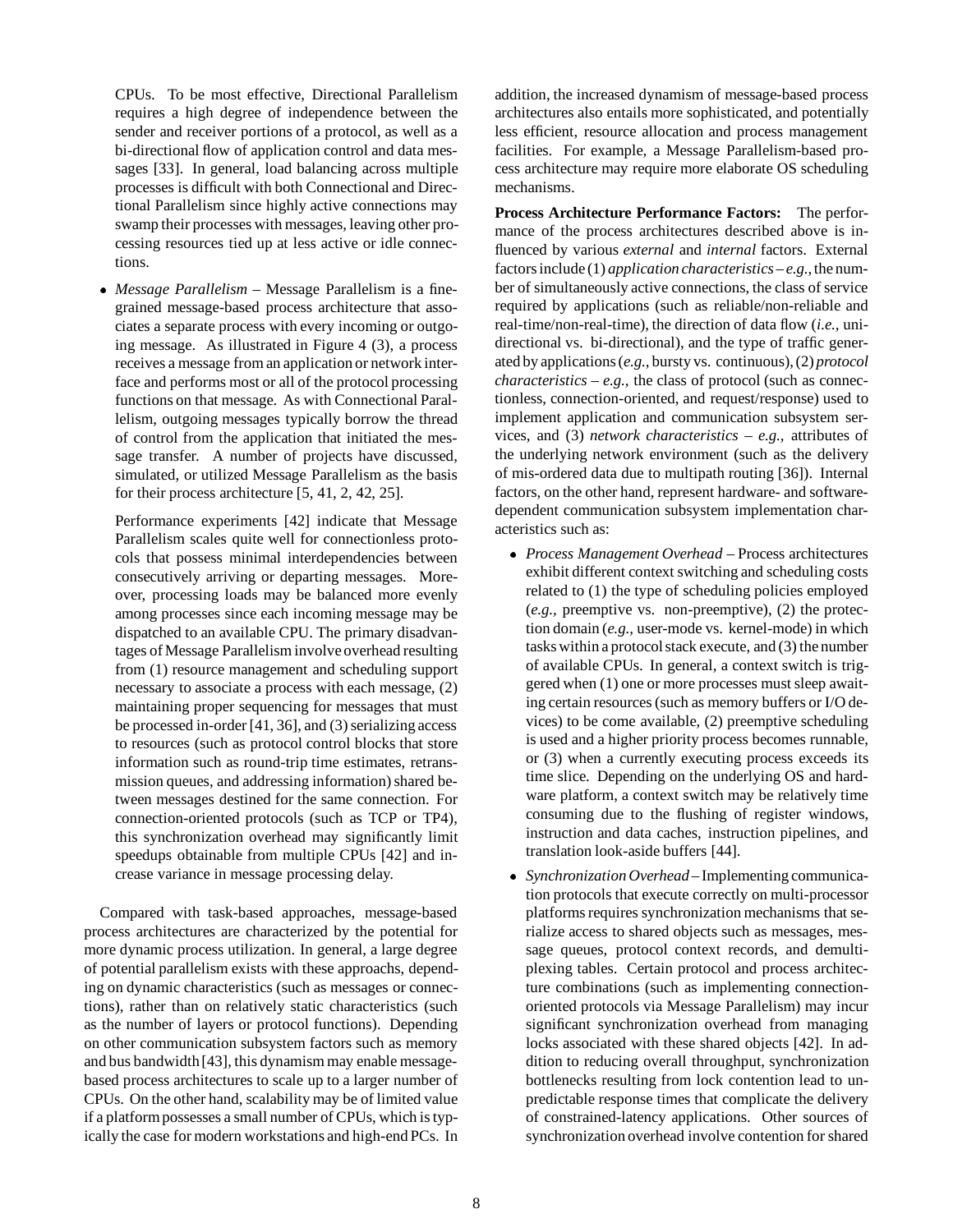CPUs. To be most effective, Directional Parallelism requires a high degree of independence between the sender and receiver portions of a protocol, as well as a bi-directional flow of application control and data messages [33]. In general, load balancing across multiple processes is difficult with both Connectional and Directional Parallelism since highly active connections may swamp their processes with messages, leaving other processing resources tied up at less active or idle connections.

- *Message Parallelism* – Message Parallelism is a fine-grained message-based process architecture that associates a separate process with every incoming or outgoing message. As illustrated in Figure 4 (3), a process receives a message from an application or network interface and performs most or all of the protocol processing functions on that message. As with Connectional Parallelism, outgoing messages typically borrow the thread of control from the application that initiated the message transfer. A number of projects have discussed, simulated, or utilized Message Parallelism as the basis for their process architecture [5, 41, 2, 42, 25].

  Performance experiments [42] indicate that Message Parallelism scales quite well for connectionless protocols that possess minimal interdependencies between consecutively arriving or departing messages. Moreover, processing loads may be balanced more evenly among processes since each incoming message may be dispatched to an available CPU. The primary disadvantages of Message Parallelism involve overhead resulting from (1) resource management and scheduling support necessary to associate a process with each message, (2) maintaining proper sequencing for messages that must be processed in-order [41, 36], and (3) serializing access to resources (such as protocol control blocks that store information such as round-trip time estimates, retransmission queues, and addressing information) shared between messages destined for the same connection. For connection-oriented protocols (such as TCP or TP4), this synchronization overhead may significantly limit speedups obtainable from multiple CPUs [42] and increase variance in message processing delay.

Compared with task-based approaches, message-based process architectures are characterized by the potential for more dynamic process utilization. In general, a large degree of potential parallelism exists with these approachs, depending on dynamic characteristics (such as messages or connections), rather than on relatively static characteristics (such as the number of layers or protocol functions). Depending on other communication subsystem factors such as memory and bus bandwidth [43], this dynamism may enable message-based process architectures to scale up to a larger number of CPUs. On the other hand, scalability may be of limited value if a platform possesses a small number of CPUs, which is typically the case for modern workstations and high-end PCs. In addition, the increased dynamism of message-based process architectures also entails more sophisticated, and potentially less efficient, resource allocation and process management facilities. For example, a Message Parallelism-based process architecture may require more elaborate OS scheduling mechanisms.

**Process Architecture Performance Factors:** The performance of the process architectures described above is influenced by various *external* and *internal* factors. External factors include (1) *application characteristics* – *e.g.,* the number of simultaneously active connections, the class of service required by applications (such as reliable/non-reliable and real-time/non-real-time), the direction of data flow (*i.e.,* uni-directional vs. bi-directional), and the type of traffic generated by applications (*e.g.,* bursty vs. continuous), (2) *protocol characteristics* – *e.g.,* the class of protocol (such as connectionless, connection-oriented, and request/response) used to implement application and communication subsystem services, and (3) *network characteristics* – *e.g.,* attributes of the underlying network environment (such as the delivery of mis-ordered data due to multipath routing [36]). Internal factors, on the other hand, represent hardware- and software-dependent communication subsystem implementation characteristics such as:

- *Process Management Overhead* – Process architectures exhibit different context switching and scheduling costs related to (1) the type of scheduling policies employed (*e.g.,* preemptive vs. non-preemptive), (2) the protection domain (*e.g.,* user-mode vs. kernel-mode) in which tasks within a protocol stack execute, and (3) the number of available CPUs. In general, a context switch is triggered when (1) one or more processes must sleep awaiting certain resources (such as memory buffers or I/O devices) to be come available, (2) preemptive scheduling is used and a higher priority process becomes runnable, or (3) when a currently executing process exceeds its time slice. Depending on the underlying OS and hardware platform, a context switch may be relatively time consuming due to the flushing of register windows, instruction and data caches, instruction pipelines, and translation look-aside buffers [44].

- *Synchronization Overhead* – Implementing communication protocols that execute correctly on multi-processor platforms requires synchronization mechanisms that serialize access to shared objects such as messages, message queues, protocol context records, and demultiplexing tables. Certain protocol and process architecture combinations (such as implementing connection-oriented protocols via Message Parallelism) may incur significant synchronization overhead from managing locks associated with these shared objects [42]. In addition to reducing overall throughput, synchronization bottlenecks resulting from lock contention lead to unpredictable response times that complicate the delivery of constrained-latency applications. Other sources of synchronization overhead involve contention for shared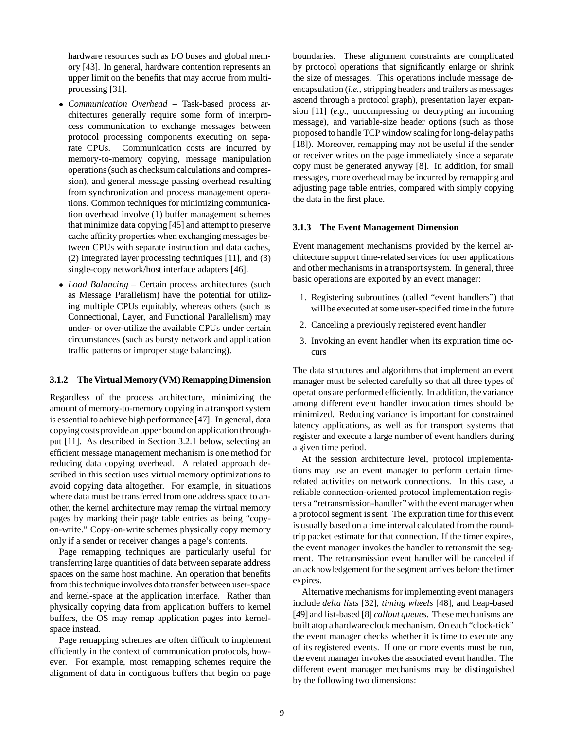hardware resources such as I/O buses and global memory [43]. In general, hardware contention represents an upper limit on the benefits that may accrue from multiprocessing [31].

- *Communication Overhead* – Task-based process architectures generally require some form of interprocess communication to exchange messages between protocol processing components executing on separate CPUs. Communication costs are incurred by memory-to-memory copying, message manipulation operations (such as checksum calculations and compression), and general message passing overhead resulting from synchronization and process management operations. Common techniques for minimizing communication overhead involve (1) buffer management schemes that minimize data copying [45] and attempt to preserve cache affinity properties when exchanging messages between CPUs with separate instruction and data caches, (2) integrated layer processing techniques [11], and (3) single-copy network/host interface adapters [46].
- *Load Balancing* – Certain process architectures (such as Message Parallelism) have the potential for utilizing multiple CPUs equitably, whereas others (such as Connectional, Layer, and Functional Parallelism) may under- or over-utilize the available CPUs under certain circumstances (such as bursty network and application traffic patterns or improper stage balancing).

#### 3.1.2 The Virtual Memory (VM) Remapping Dimension

Regardless of the process architecture, minimizing the amount of memory-to-memory copying in a transport system is essential to achieve high performance [47]. In general, data copying costs provide an upper bound on application throughput [11]. As described in Section 3.2.1 below, selecting an efficient message management mechanism is one method for reducing data copying overhead. A related approach described in this section uses virtual memory optimizations to avoid copying data altogether. For example, in situations where data must be transferred from one address space to another, the kernel architecture may remap the virtual memory pages by marking their page table entries as being "copy-on-write." Copy-on-write schemes physically copy memory only if a sender or receiver changes a page's contents.

Page remapping techniques are particularly useful for transferring large quantities of data between separate address spaces on the same host machine. An operation that benefits from this technique involves data transfer between user-space and kernel-space at the application interface. Rather than physically copying data from application buffers to kernel buffers, the OS may remap application pages into kernel-space instead.

Page remapping schemes are often difficult to implement efficiently in the context of communication protocols, however. For example, most remapping schemes require the alignment of data in contiguous buffers that begin on page boundaries. These alignment constraints are complicated by protocol operations that significantly enlarge or shrink the size of messages. This operations include message deencapsulation (*i.e.,* stripping headers and trailers as messages ascend through a protocol graph), presentation layer expansion [11] (*e.g.,* uncompressing or decrypting an incoming message), and variable-size header options (such as those proposed to handle TCP window scaling for long-delay paths [18]). Moreover, remapping may not be useful if the sender or receiver writes on the page immediately since a separate copy must be generated anyway [8]. In addition, for small messages, more overhead may be incurred by remapping and adjusting page table entries, compared with simply copying the data in the first place.

#### 3.1.3 The Event Management Dimension

Event management mechanisms provided by the kernel architecture support time-related services for user applications and other mechanisms in a transport system. In general, three basic operations are exported by an event manager:

1. Registering subroutines (called "event handlers") that will be executed at some user-specified time in the future
2. Canceling a previously registered event handler
3. Invoking an event handler when its expiration time occurs

The data structures and algorithms that implement an event manager must be selected carefully so that all three types of operations are performed efficiently. In addition, the variance among different event handler invocation times should be minimized. Reducing variance is important for constrained latency applications, as well as for transport systems that register and execute a large number of event handlers during a given time period.

At the session architecture level, protocol implementations may use an event manager to perform certain time-related activities on network connections. In this case, a reliable connection-oriented protocol implementation registers a "retransmission-handler" with the event manager when a protocol segment is sent. The expiration time for this event is usually based on a time interval calculated from the round-trip packet estimate for that connection. If the timer expires, the event manager invokes the handler to retransmit the segment. The retransmission event handler will be canceled if an acknowledgement for the segment arrives before the timer expires.

Alternative mechanisms for implementing event managers include *delta lists* [32], *timing wheels* [48], and heap-based [49] and list-based [8] *callout queues*. These mechanisms are built atop a hardware clock mechanism. On each "clock-tick" the event manager checks whether it is time to execute any of its registered events. If one or more events must be run, the event manager invokes the associated event handler. The different event manager mechanisms may be distinguished by the following two dimensions: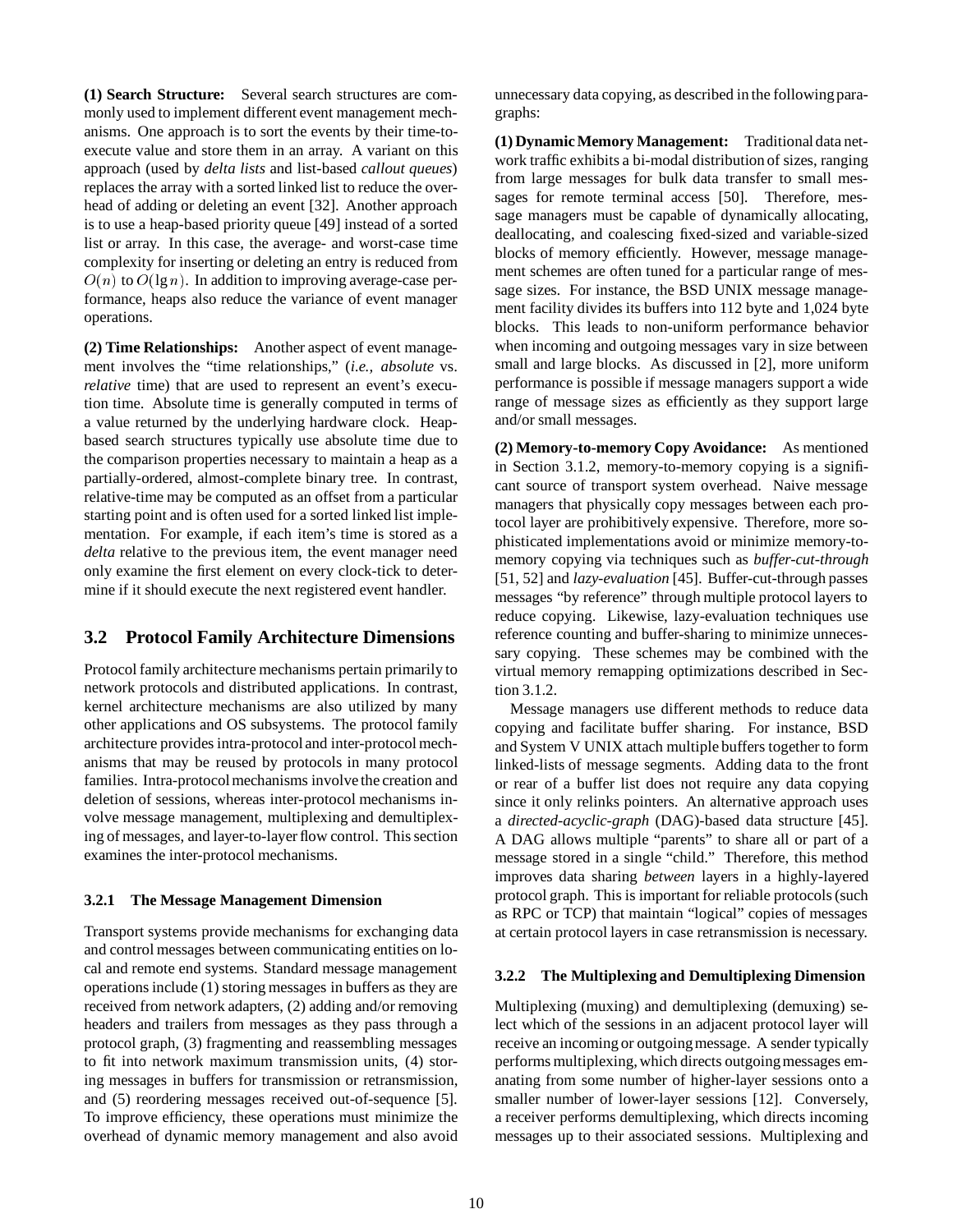**(1) Search Structure:** Several search structures are commonly used to implement different event management mechanisms. One approach is to sort the events by their time-to-execute value and store them in an array. A variant on this approach (used by *delta lists* and list-based *callout queues*) replaces the array with a sorted linked list to reduce the overhead of adding or deleting an event [32]. Another approach is to use a heap-based priority queue [49] instead of a sorted list or array. In this case, the average- and worst-case time complexity for inserting or deleting an entry is reduced from $O(n)$ to $O(\lg n)$. In addition to improving average-case performance, heaps also reduce the variance of event manager operations.

**(2) Time Relationships:** Another aspect of event management involves the "time relationships," (*i.e., absolute* vs. *relative* time) that are used to represent an event's execution time. Absolute time is generally computed in terms of a value returned by the underlying hardware clock. Heap-based search structures typically use absolute time due to the comparison properties necessary to maintain a heap as a partially-ordered, almost-complete binary tree. In contrast, relative-time may be computed as an offset from a particular starting point and is often used for a sorted linked list implementation. For example, if each item's time is stored as a *delta* relative to the previous item, the event manager need only examine the first element on every clock-tick to determine if it should execute the next registered event handler.

## 3.2 Protocol Family Architecture Dimensions

Protocol family architecture mechanisms pertain primarily to network protocols and distributed applications. In contrast, kernel architecture mechanisms are also utilized by many other applications and OS subsystems. The protocol family architecture provides intra-protocol and inter-protocol mechanisms that may be reused by protocols in many protocol families. Intra-protocol mechanisms involve the creation and deletion of sessions, whereas inter-protocol mechanisms involve message management, multiplexing and demultiplexing of messages, and layer-to-layer flow control. This section examines the inter-protocol mechanisms.

### 3.2.1 The Message Management Dimension

Transport systems provide mechanisms for exchanging data and control messages between communicating entities on local and remote end systems. Standard message management operations include (1) storing messages in buffers as they are received from network adapters, (2) adding and/or removing headers and trailers from messages as they pass through a protocol graph, (3) fragmenting and reassembling messages to fit into network maximum transmission units, (4) storing messages in buffers for transmission or retransmission, and (5) reordering messages received out-of-sequence [5]. To improve efficiency, these operations must minimize the overhead of dynamic memory management and also avoid unnecessary data copying, as described in the following paragraphs:

**(1) Dynamic Memory Management:** Traditional data network traffic exhibits a bi-modal distribution of sizes, ranging from large messages for bulk data transfer to small messages for remote terminal access [50]. Therefore, message managers must be capable of dynamically allocating, deallocating, and coalescing fixed-sized and variable-sized blocks of memory efficiently. However, message management schemes are often tuned for a particular range of message sizes. For instance, the BSD UNIX message management facility divides its buffers into 112 byte and 1,024 byte blocks. This leads to non-uniform performance behavior when incoming and outgoing messages vary in size between small and large blocks. As discussed in [2], more uniform performance is possible if message managers support a wide range of message sizes as efficiently as they support large and/or small messages.

**(2) Memory-to-memory Copy Avoidance:** As mentioned in Section 3.1.2, memory-to-memory copying is a significant source of transport system overhead. Naive message managers that physically copy messages between each protocol layer are prohibitively expensive. Therefore, more sophisticated implementations avoid or minimize memory-to-memory copying via techniques such as *buffer-cut-through* [51, 52] and *lazy-evaluation* [45]. Buffer-cut-through passes messages "by reference" through multiple protocol layers to reduce copying. Likewise, lazy-evaluation techniques use reference counting and buffer-sharing to minimize unnecessary copying. These schemes may be combined with the virtual memory remapping optimizations described in Section 3.1.2.

Message managers use different methods to reduce data copying and facilitate buffer sharing. For instance, BSD and System V UNIX attach multiple buffers together to form linked-lists of message segments. Adding data to the front or rear of a buffer list does not require any data copying since it only relinks pointers. An alternative approach uses a *directed-acyclic-graph* (DAG)-based data structure [45]. A DAG allows multiple "parents" to share all or part of a message stored in a single "child." Therefore, this method improves data sharing *between* layers in a highly-layered protocol graph. This is important for reliable protocols (such as RPC or TCP) that maintain "logical" copies of messages at certain protocol layers in case retransmission is necessary.

### 3.2.2 The Multiplexing and Demultiplexing Dimension

Multiplexing (muxing) and demultiplexing (demuxing) select which of the sessions in an adjacent protocol layer will receive an incoming or outgoing message. A sender typically performs multiplexing, which directs outgoing messages emanating from some number of higher-layer sessions onto a smaller number of lower-layer sessions [12]. Conversely, a receiver performs demultiplexing, which directs incoming messages up to their associated sessions. Multiplexing and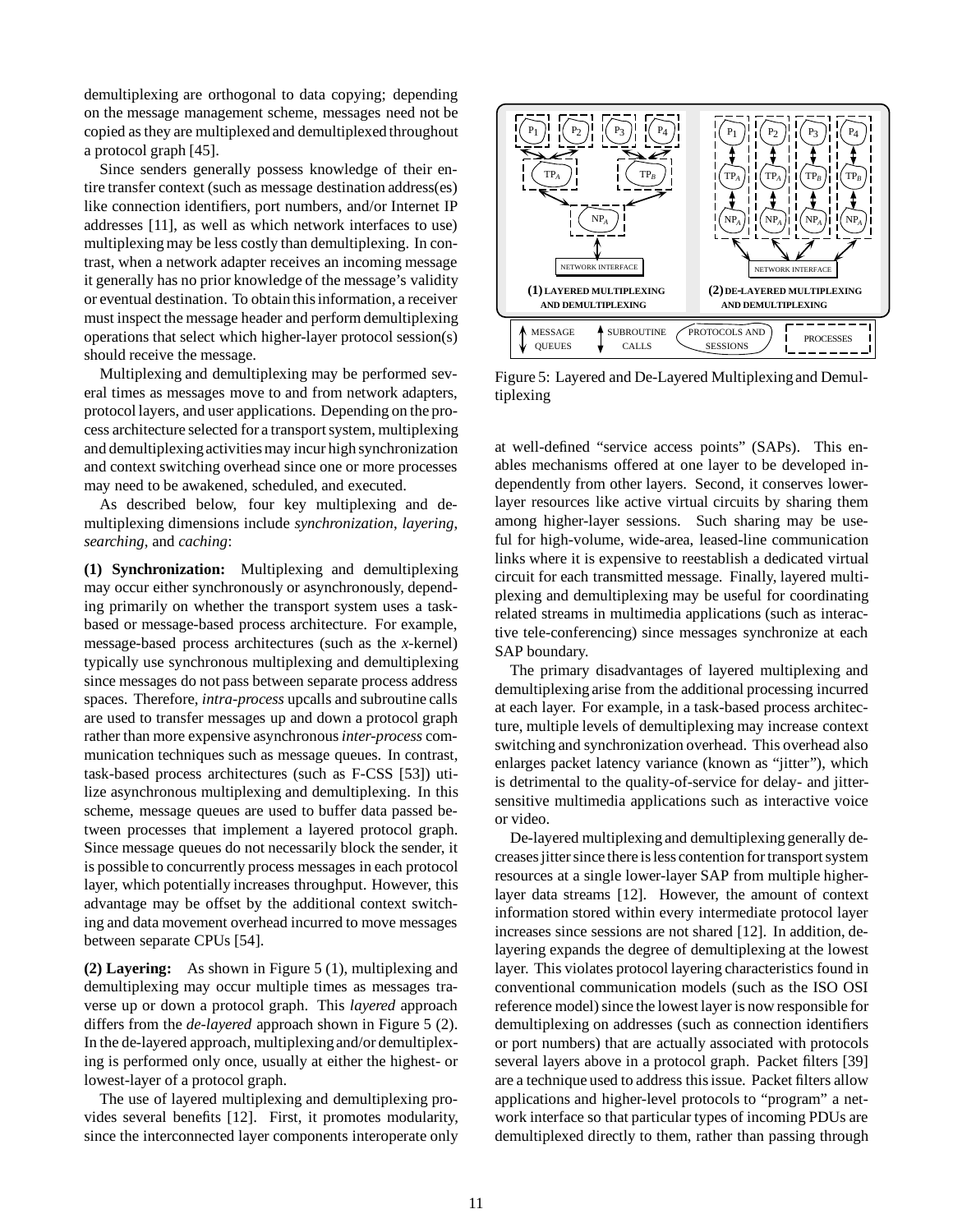demultiplexing are orthogonal to data copying; depending on the message management scheme, messages need not be copied as they are multiplexed and demultiplexed throughout a protocol graph [45].

Since senders generally possess knowledge of their entire transfer context (such as message destination address(es) like connection identifiers, port numbers, and/or Internet IP addresses [11], as well as which network interfaces to use) multiplexing may be less costly than demultiplexing. In contrast, when a network adapter receives an incoming message it generally has no prior knowledge of the message's validity or eventual destination. To obtain this information, a receiver must inspect the message header and perform demultiplexing operations that select which higher-layer protocol session(s) should receive the message.

Multiplexing and demultiplexing may be performed several times as messages move to and from network adapters, protocol layers, and user applications. Depending on the process architecture selected for a transport system, multiplexing and demultiplexing activities may incur high synchronization and context switching overhead since one or more processes may need to be awakened, scheduled, and executed.

As described below, four key multiplexing and demultiplexing dimensions include *synchronization*, *layering*, *searching*, and *caching*:

**(1) Synchronization:** Multiplexing and demultiplexing may occur either synchronously or asynchronously, depending primarily on whether the transport system uses a task-based or message-based process architecture. For example, message-based process architectures (such as the *x*-kernel) typically use synchronous multiplexing and demultiplexing since messages do not pass between separate process address spaces. Therefore, *intra-process* upcalls and subroutine calls are used to transfer messages up and down a protocol graph rather than more expensive asynchronous *inter-process* communication techniques such as message queues. In contrast, task-based process architectures (such as F-CSS [53]) utilize asynchronous multiplexing and demultiplexing. In this scheme, message queues are used to buffer data passed between processes that implement a layered protocol graph. Since message queues do not necessarily block the sender, it is possible to concurrently process messages in each protocol layer, which potentially increases throughput. However, this advantage may be offset by the additional context switching and data movement overhead incurred to move messages between separate CPUs [54].

**(2) Layering:** As shown in Figure 5 (1), multiplexing and demultiplexing may occur multiple times as messages traverse up or down a protocol graph. This *layered* approach differs from the *de-layered* approach shown in Figure 5 (2). In the de-layered approach, multiplexing and/or demultiplexing is performed only once, usually at either the highest- or lowest-layer of a protocol graph.

The use of layered multiplexing and demultiplexing provides several benefits [12]. First, it promotes modularity, since the interconnected layer components interoperate only at well-defined "service access points" (SAPs). This enables mechanisms offered at one layer to be developed independently from other layers. Second, it conserves lower-layer resources like active virtual circuits by sharing them among higher-layer sessions. Such sharing may be useful for high-volume, wide-area, leased-line communication links where it is expensive to reestablish a dedicated virtual circuit for each transmitted message. Finally, layered multiplexing and demultiplexing may be useful for coordinating related streams in multimedia applications (such as interactive tele-conferencing) since messages synchronize at each SAP boundary.

Figure 5: Layered and De-Layered Multiplexing and Demultiplexing

The primary disadvantages of layered multiplexing and demultiplexing arise from the additional processing incurred at each layer. For example, in a task-based process architecture, multiple levels of demultiplexing may increase context switching and synchronization overhead. This overhead also enlarges packet latency variance (known as "jitter"), which is detrimental to the quality-of-service for delay- and jitter-sensitive multimedia applications such as interactive voice or video.

De-layered multiplexing and demultiplexing generally decreases jitter since there is less contention for transport system resources at a single lower-layer SAP from multiple higher-layer data streams [12]. However, the amount of context information stored within every intermediate protocol layer increases since sessions are not shared [12]. In addition, de-layering expands the degree of demultiplexing at the lowest layer. This violates protocol layering characteristics found in conventional communication models (such as the ISO OSI reference model) since the lowest layer is now responsible for demultiplexing on addresses (such as connection identifiers or port numbers) that are actually associated with protocols several layers above in a protocol graph. Packet filters [39] are a technique used to address this issue. Packet filters allow applications and higher-level protocols to "program" a network interface so that particular types of incoming PDUs are demultiplexed directly to them, rather than passing through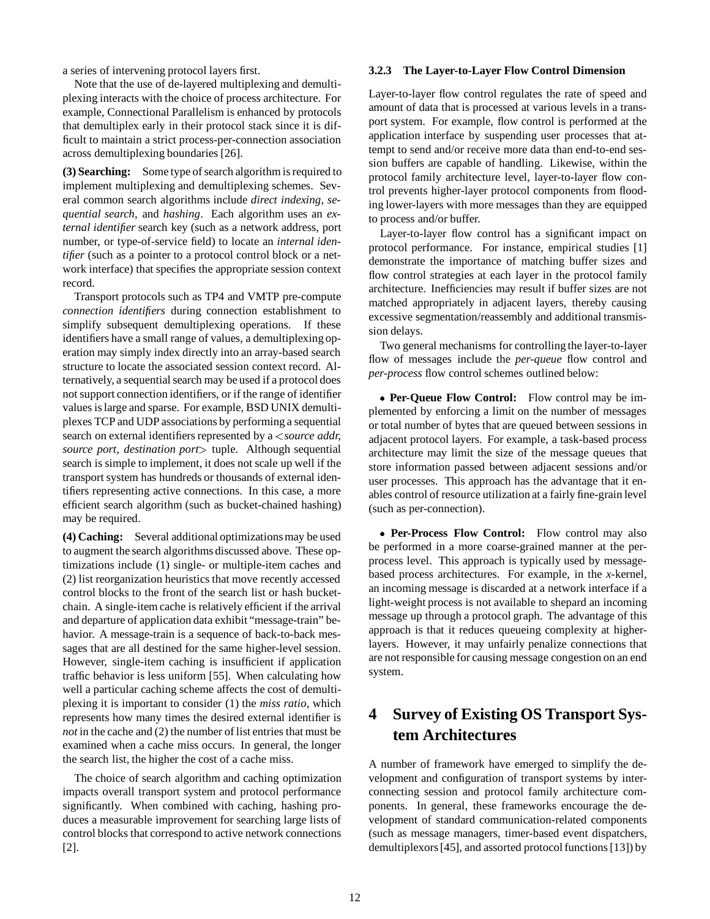a series of intervening protocol layers first.

Note that the use of de-layered multiplexing and demultiplexing interacts with the choice of process architecture. For example, Connectional Parallelism is enhanced by protocols that demultiplex early in their protocol stack since it is difficult to maintain a strict process-per-connection association across demultiplexing boundaries [26].

**(3) Searching:** Some type of search algorithm is required to implement multiplexing and demultiplexing schemes. Several common search algorithms include *direct indexing*, *sequential search*, and *hashing*. Each algorithm uses an *external identifier* search key (such as a network address, port number, or type-of-service field) to locate an *internal identifier* (such as a pointer to a protocol control block or a network interface) that specifies the appropriate session context record.

Transport protocols such as TP4 and VMTP pre-compute *connection identifiers* during connection establishment to simplify subsequent demultiplexing operations. If these identifiers have a small range of values, a demultiplexing operation may simply index directly into an array-based search structure to locate the associated session context record. Alternatively, a sequential search may be used if a protocol does not support connection identifiers, or if the range of identifier values is large and sparse. For example, BSD UNIX demultiplexes TCP and UDP associations by performing a sequential search on external identifiers represented by a <*source addr, source port, destination port*> tuple. Although sequential search is simple to implement, it does not scale up well if the transport system has hundreds or thousands of external identifiers representing active connections. In this case, a more efficient search algorithm (such as bucket-chained hashing) may be required.

**(4) Caching:** Several additional optimizations may be used to augment the search algorithms discussed above. These optimizations include (1) single- or multiple-item caches and (2) list reorganization heuristics that move recently accessed control blocks to the front of the search list or hash bucket-chain. A single-item cache is relatively efficient if the arrival and departure of application data exhibit "message-train" behavior. A message-train is a sequence of back-to-back messages that are all destined for the same higher-level session. However, single-item caching is insufficient if application traffic behavior is less uniform [55]. When calculating how well a particular caching scheme affects the cost of demultiplexing it is important to consider (1) the *miss ratio*, which represents how many times the desired external identifier is *not* in the cache and (2) the number of list entries that must be examined when a cache miss occurs. In general, the longer the search list, the higher the cost of a cache miss.

The choice of search algorithm and caching optimization impacts overall transport system and protocol performance significantly. When combined with caching, hashing produces a measurable improvement for searching large lists of control blocks that correspond to active network connections [2].

#### 3.2.3 The Layer-to-Layer Flow Control Dimension

Layer-to-layer flow control regulates the rate of speed and amount of data that is processed at various levels in a transport system. For example, flow control is performed at the application interface by suspending user processes that attempt to send and/or receive more data than end-to-end session buffers are capable of handling. Likewise, within the protocol family architecture level, layer-to-layer flow control prevents higher-layer protocol components from flooding lower-layers with more messages than they are equipped to process and/or buffer.

Layer-to-layer flow control has a significant impact on protocol performance. For instance, empirical studies [1] demonstrate the importance of matching buffer sizes and flow control strategies at each layer in the protocol family architecture. Inefficiencies may result if buffer sizes are not matched appropriately in adjacent layers, thereby causing excessive segmentation/reassembly and additional transmission delays.

Two general mechanisms for controlling the layer-to-layer flow of messages include the *per-queue* flow control and *per-process* flow control schemes outlined below:

- **Per-Queue Flow Control:** Flow control may be implemented by enforcing a limit on the number of messages or total number of bytes that are queued between sessions in adjacent protocol layers. For example, a task-based process architecture may limit the size of the message queues that store information passed between adjacent sessions and/or user processes. This approach has the advantage that it enables control of resource utilization at a fairly fine-grain level (such as per-connection).

- **Per-Process Flow Control:** Flow control may also be performed in a more coarse-grained manner at the per-process level. This approach is typically used by message-based process architectures. For example, in the *x*-kernel, an incoming message is discarded at a network interface if a light-weight process is not available to shepard an incoming message up through a protocol graph. The advantage of this approach is that it reduces queueing complexity at higher-layers. However, it may unfairly penalize connections that are not responsible for causing message congestion on an end system.

## 4 Survey of Existing OS Transport System Architectures

A number of framework have emerged to simplify the development and configuration of transport systems by interconnecting session and protocol family architecture components. In general, these frameworks encourage the development of standard communication-related components (such as message managers, timer-based event dispatchers, demultiplexors [45], and assorted protocol functions [13]) by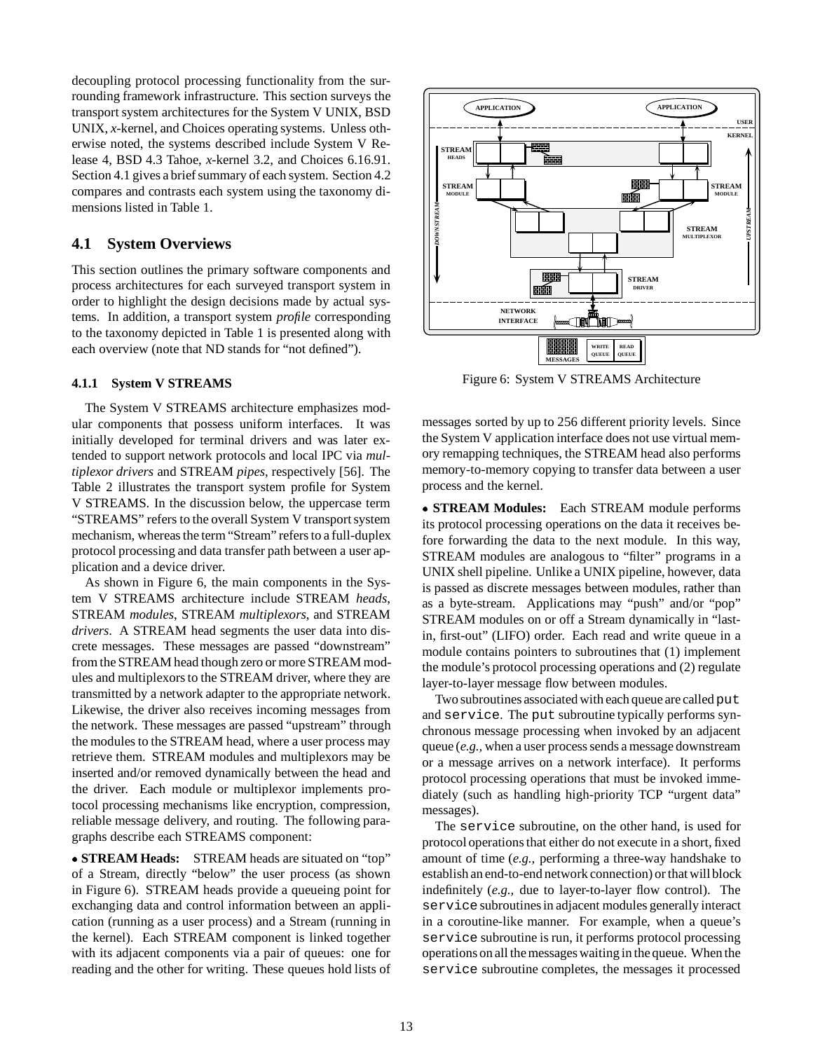decoupling protocol processing functionality from the surrounding framework infrastructure. This section surveys the transport system architectures for the System V UNIX, BSD UNIX, *x*-kernel, and Choices operating systems. Unless otherwise noted, the systems described include System V Release 4, BSD 4.3 Tahoe, *x*-kernel 3.2, and Choices 6.16.91. Section 4.1 gives a brief summary of each system. Section 4.2 compares and contrasts each system using the taxonomy dimensions listed in Table 1.

## 4.1 System Overviews

This section outlines the primary software components and process architectures for each surveyed transport system in order to highlight the design decisions made by actual systems. In addition, a transport system *profile* corresponding to the taxonomy depicted in Table 1 is presented along with each overview (note that ND stands for "not defined").

### 4.1.1 System V STREAMS

The System V STREAMS architecture emphasizes modular components that possess uniform interfaces. It was initially developed for terminal drivers and was later extended to support network protocols and local IPC via *multiplexor drivers* and STREAM *pipes*, respectively [56]. The Table 2 illustrates the transport system profile for System V STREAMS. In the discussion below, the uppercase term "STREAMS" refers to the overall System V transport system mechanism, whereas the term "Stream" refers to a full-duplex protocol processing and data transfer path between a user application and a device driver.

As shown in Figure 6, the main components in the System V STREAMS architecture include STREAM *heads*, STREAM *modules*, STREAM *multiplexors*, and STREAM *drivers*. A STREAM head segments the user data into discrete messages. These messages are passed "downstream" from the STREAM head though zero or more STREAM modules and multiplexors to the STREAM driver, where they are transmitted by a network adapter to the appropriate network. Likewise, the driver also receives incoming messages from the network. These messages are passed "upstream" through the modules to the STREAM head, where a user process may retrieve them. STREAM modules and multiplexors may be inserted and/or removed dynamically between the head and the driver. Each module or multiplexor implements protocol processing mechanisms like encryption, compression, reliable message delivery, and routing. The following paragraphs describe each STREAMS component:

- **STREAM Heads:** STREAM heads are situated on "top" of a Stream, directly "below" the user process (as shown in Figure 6). STREAM heads provide a queueing point for exchanging data and control information between an application (running as a user process) and a Stream (running in the kernel). Each STREAM component is linked together with its adjacent components via a pair of queues: one for reading and the other for writing. These queues hold lists of messages sorted by up to 256 different priority levels. Since the System V application interface does not use virtual memory remapping techniques, the STREAM head also performs memory-to-memory copying to transfer data between a user process and the kernel.

Figure 6: System V STREAMS Architecture

- **STREAM Modules:** Each STREAM module performs its protocol processing operations on the data it receives before forwarding the data to the next module. In this way, STREAM modules are analogous to "filter" programs in a UNIX shell pipeline. Unlike a UNIX pipeline, however, data is passed as discrete messages between modules, rather than as a byte-stream. Applications may "push" and/or "pop" STREAM modules on or off a Stream dynamically in "last-in, first-out" (LIFO) order. Each read and write queue in a module contains pointers to subroutines that (1) implement the module's protocol processing operations and (2) regulate layer-to-layer message flow between modules.

Two subroutines associated with each queue are called `put` and `service`. The `put` subroutine typically performs synchronous message processing when invoked by an adjacent queue (*e.g.,* when a user process sends a message downstream or a message arrives on a network interface). It performs protocol processing operations that must be invoked immediately (such as handling high-priority TCP "urgent data" messages).

The `service` subroutine, on the other hand, is used for protocol operations that either do not execute in a short, fixed amount of time (*e.g.,* performing a three-way handshake to establish an end-to-end network connection) or that will block indefinitely (*e.g.,* due to layer-to-layer flow control). The `service` subroutines in adjacent modules generally interact in a coroutine-like manner. For example, when a queue's `service` subroutine is run, it performs protocol processing operations on all the messages waiting in the queue. When the `service` subroutine completes, the messages it processed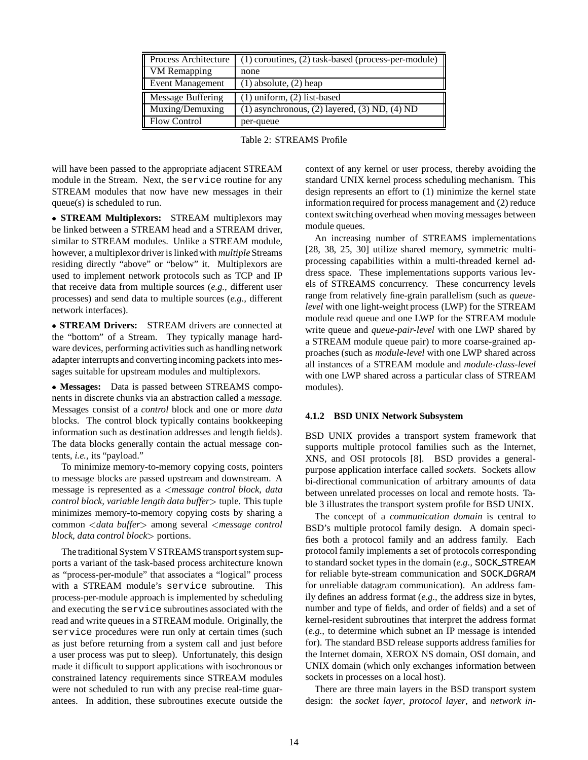| Process Architecture | (1) coroutines, (2) task-based (process-per-module) |
|---|---|
| VM Remapping | none |
| Event Management | (1) absolute, (2) heap |
| Message Buffering | (1) uniform, (2) list-based |
| Muxing/Demuxing | (1) asynchronous, (2) layered, (3) ND, (4) ND |
| Flow Control | per-queue |

Table 2: STREAMS Profile

will have been passed to the appropriate adjacent STREAM module in the Stream. Next, the `service` routine for any STREAM modules that now have new messages in their queue(s) is scheduled to run.

- **STREAM Multiplexors:** STREAM multiplexors may be linked between a STREAM head and a STREAM driver, similar to STREAM modules. Unlike a STREAM module, however, a multiplexor driver is linked with *multiple* Streams residing directly "above" or "below" it. Multiplexors are used to implement network protocols such as TCP and IP that receive data from multiple sources (*e.g.,* different user processes) and send data to multiple sources (*e.g.,* different network interfaces).

- **STREAM Drivers:** STREAM drivers are connected at the "bottom" of a Stream. They typically manage hardware devices, performing activities such as handling network adapter interrupts and converting incoming packets into messages suitable for upstream modules and multiplexors.

- **Messages:** Data is passed between STREAMS components in discrete chunks via an abstraction called a *message*. Messages consist of a *control* block and one or more *data* blocks. The control block typically contains bookkeeping information such as destination addresses and length fields). The data blocks generally contain the actual message contents, *i.e.,* its "payload."

To minimize memory-to-memory copying costs, pointers to message blocks are passed upstream and downstream. A message is represented as a <*message control block, data control block, variable length data buffer*> tuple. This tuple minimizes memory-to-memory copying costs by sharing a common <*data buffer*> among several <*message control block, data control block*> portions.

The traditional System V STREAMS transport system supports a variant of the task-based process architecture known as "process-per-module" that associates a "logical" process with a STREAM module's `service` subroutine. This process-per-module approach is implemented by scheduling and executing the `service` subroutines associated with the read and write queues in a STREAM module. Originally, the `service` procedures were run only at certain times (such as just before returning from a system call and just before a user process was put to sleep). Unfortunately, this design made it difficult to support applications with isochronous or constrained latency requirements since STREAM modules were not scheduled to run with any precise real-time guarantees. In addition, these subroutines execute outside the context of any kernel or user process, thereby avoiding the standard UNIX kernel process scheduling mechanism. This design represents an effort to (1) minimize the kernel state information required for process management and (2) reduce context switching overhead when moving messages between module queues.

An increasing number of STREAMS implementations [28, 38, 25, 30] utilize shared memory, symmetric multiprocessing capabilities within a multi-threaded kernel address space. These implementations supports various levels of STREAMS concurrency. These concurrency levels range from relatively fine-grain parallelism (such as *queue-level* with one light-weight process (LWP) for the STREAM module read queue and one LWP for the STREAM module write queue and *queue-pair-level* with one LWP shared by a STREAM module queue pair) to more coarse-grained approaches (such as *module-level* with one LWP shared across all instances of a STREAM module and *module-class-level* with one LWP shared across a particular class of STREAM modules).

#### 4.1.2 BSD UNIX Network Subsystem

BSD UNIX provides a transport system framework that supports multiple protocol families such as the Internet, XNS, and OSI protocols [8]. BSD provides a general-purpose application interface called *sockets*. Sockets allow bi-directional communication of arbitrary amounts of data between unrelated processes on local and remote hosts. Table 3 illustrates the transport system profile for BSD UNIX.

The concept of a *communication domain* is central to BSD's multiple protocol family design. A domain specifies both a protocol family and an address family. Each protocol family implements a set of protocols corresponding to standard socket types in the domain (*e.g.,* `SOCK_STREAM` for reliable byte-stream communication and `SOCK_DGRAM` for unreliable datagram communication). An address family defines an address format (*e.g.,* the address size in bytes, number and type of fields, and order of fields) and a set of kernel-resident subroutines that interpret the address format (*e.g.,* to determine which subnet an IP message is intended for). The standard BSD release supports address families for the Internet domain, XEROX NS domain, OSI domain, and UNIX domain (which only exchanges information between sockets in processes on a local host).

There are three main layers in the BSD transport system design: the *socket layer*, *protocol layer*, and *network in-*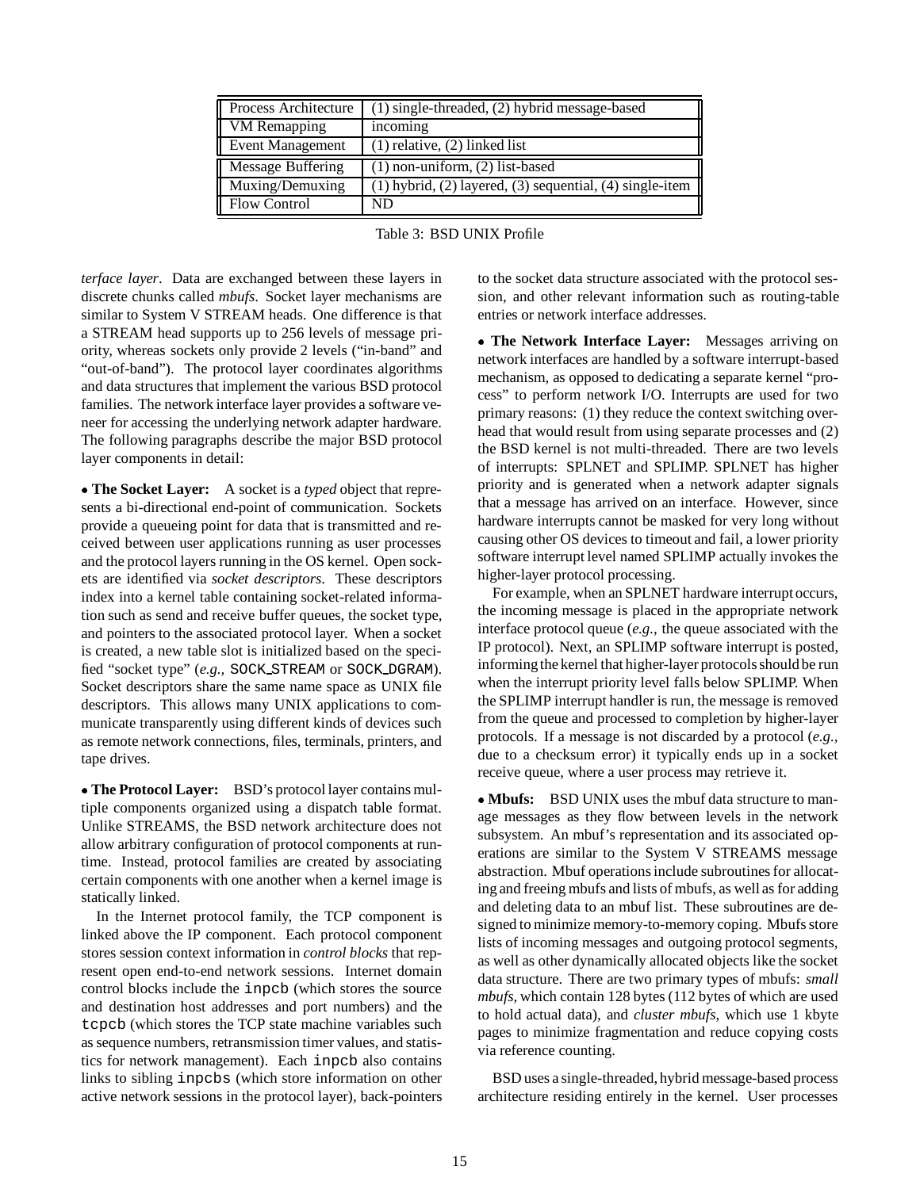| Process Architecture | (1) single-threaded, (2) hybrid message-based |
|---|---|
| VM Remapping | incoming |
| Event Management | (1) relative, (2) linked list |
| Message Buffering | (1) non-uniform, (2) list-based |
| Muxing/Demuxing | (1) hybrid, (2) layered, (3) sequential, (4) single-item |
| Flow Control | ND |

Table 3: BSD UNIX Profile

*terface layer*. Data are exchanged between these layers in discrete chunks called *mbufs*. Socket layer mechanisms are similar to System V STREAM heads. One difference is that a STREAM head supports up to 256 levels of message priority, whereas sockets only provide 2 levels ("in-band" and "out-of-band"). The protocol layer coordinates algorithms and data structures that implement the various BSD protocol families. The network interface layer provides a software veneer for accessing the underlying network adapter hardware. The following paragraphs describe the major BSD protocol layer components in detail:

- **The Socket Layer:** A socket is a *typed* object that represents a bi-directional end-point of communication. Sockets provide a queueing point for data that is transmitted and received between user applications running as user processes and the protocol layers running in the OS kernel. Open sockets are identified via *socket descriptors*. These descriptors index into a kernel table containing socket-related information such as send and receive buffer queues, the socket type, and pointers to the associated protocol layer. When a socket is created, a new table slot is initialized based on the specified "socket type" (*e.g.,* `SOCK_STREAM` or `SOCK_DGRAM`). Socket descriptors share the same name space as UNIX file descriptors. This allows many UNIX applications to communicate transparently using different kinds of devices such as remote network connections, files, terminals, printers, and tape drives.

- **The Protocol Layer:** BSD's protocol layer contains multiple components organized using a dispatch table format. Unlike STREAMS, the BSD network architecture does not allow arbitrary configuration of protocol components at runtime. Instead, protocol families are created by associating certain components with one another when a kernel image is statically linked.

  In the Internet protocol family, the TCP component is linked above the IP component. Each protocol component stores session context information in *control blocks* that represent open end-to-end network sessions. Internet domain control blocks include the `inpcb` (which stores the source and destination host addresses and port numbers) and the `tcpcb` (which stores the TCP state machine variables such as sequence numbers, retransmission timer values, and statistics for network management). Each `inpcb` also contains links to sibling `inpcbs` (which store information on other active network sessions in the protocol layer), back-pointers to the socket data structure associated with the protocol session, and other relevant information such as routing-table entries or network interface addresses.

- **The Network Interface Layer:** Messages arriving on network interfaces are handled by a software interrupt-based mechanism, as opposed to dedicating a separate kernel "process" to perform network I/O. Interrupts are used for two primary reasons: (1) they reduce the context switching overhead that would result from using separate processes and (2) the BSD kernel is not multi-threaded. There are two levels of interrupts: SPLNET and SPLIMP. SPLNET has higher priority and is generated when a network adapter signals that a message has arrived on an interface. However, since hardware interrupts cannot be masked for very long without causing other OS devices to timeout and fail, a lower priority software interrupt level named SPLIMP actually invokes the higher-layer protocol processing.

  For example, when an SPLNET hardware interrupt occurs, the incoming message is placed in the appropriate network interface protocol queue (*e.g.,* the queue associated with the IP protocol). Next, an SPLIMP software interrupt is posted, informing the kernel that higher-layer protocols should be run when the interrupt priority level falls below SPLIMP. When the SPLIMP interrupt handler is run, the message is removed from the queue and processed to completion by higher-layer protocols. If a message is not discarded by a protocol (*e.g.,* due to a checksum error) it typically ends up in a socket receive queue, where a user process may retrieve it.

- **Mbufs:** BSD UNIX uses the mbuf data structure to manage messages as they flow between levels in the network subsystem. An mbuf's representation and its associated operations are similar to the System V STREAMS message abstraction. Mbuf operations include subroutines for allocating and freeing mbufs and lists of mbufs, as well as for adding and deleting data to an mbuf list. These subroutines are designed to minimize memory-to-memory coping. Mbufs store lists of incoming messages and outgoing protocol segments, as well as other dynamically allocated objects like the socket data structure. There are two primary types of mbufs: *small mbufs*, which contain 128 bytes (112 bytes of which are used to hold actual data), and *cluster mbufs*, which use 1 kbyte pages to minimize fragmentation and reduce copying costs via reference counting.

BSD uses a single-threaded, hybrid message-based process architecture residing entirely in the kernel. User processes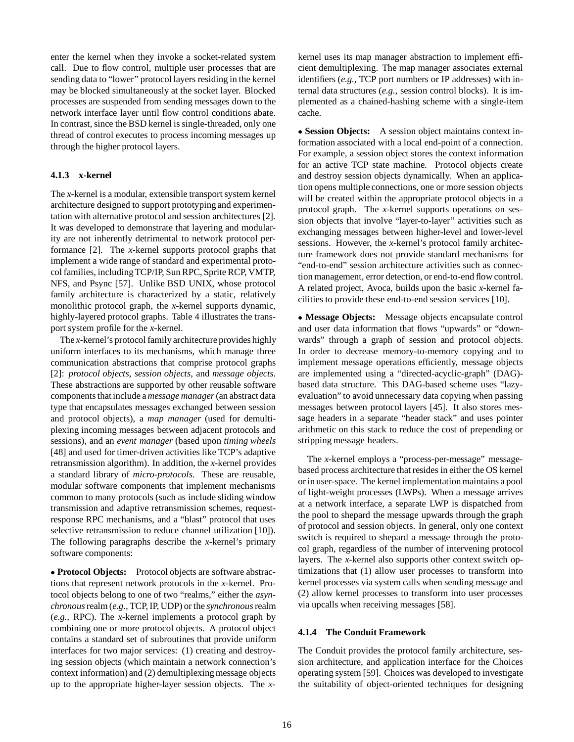enter the kernel when they invoke a socket-related system call. Due to flow control, multiple user processes that are sending data to "lower" protocol layers residing in the kernel may be blocked simultaneously at the socket layer. Blocked processes are suspended from sending messages down to the network interface layer until flow control conditions abate. In contrast, since the BSD kernel is single-threaded, only one thread of control executes to process incoming messages up through the higher protocol layers.

#### 4.1.3 x-kernel

The *x*-kernel is a modular, extensible transport system kernel architecture designed to support prototyping and experimentation with alternative protocol and session architectures [2]. It was developed to demonstrate that layering and modularity are not inherently detrimental to network protocol performance [2]. The *x*-kernel supports protocol graphs that implement a wide range of standard and experimental protocol families, including TCP/IP, Sun RPC, Sprite RCP, VMTP, NFS, and Psync [57]. Unlike BSD UNIX, whose protocol family architecture is characterized by a static, relatively monolithic protocol graph, the *x*-kernel supports dynamic, highly-layered protocol graphs. Table 4 illustrates the transport system profile for the *x*-kernel.

The *x*-kernel's protocol family architecture provides highly uniform interfaces to its mechanisms, which manage three communication abstractions that comprise protocol graphs [2]: *protocol objects*, *session objects*, and *message objects*. These abstractions are supported by other reusable software components that include a *message manager* (an abstract data type that encapsulates messages exchanged between session and protocol objects), a *map manager* (used for demultiplexing incoming messages between adjacent protocols and sessions), and an *event manager* (based upon *timing wheels* [48] and used for timer-driven activities like TCP's adaptive retransmission algorithm). In addition, the *x*-kernel provides a standard library of *micro-protocols*. These are reusable, modular software components that implement mechanisms common to many protocols (such as include sliding window transmission and adaptive retransmission schemes, request-response RPC mechanisms, and a "blast" protocol that uses selective retransmission to reduce channel utilization [10]). The following paragraphs describe the *x*-kernel's primary software components:

- **Protocol Objects:** Protocol objects are software abstractions that represent network protocols in the *x*-kernel. Protocol objects belong to one of two "realms," either the *asynchronous* realm (*e.g.,* TCP, IP, UDP) or the *synchronous* realm (*e.g.,* RPC). The *x*-kernel implements a protocol graph by combining one or more protocol objects. A protocol object contains a standard set of subroutines that provide uniform interfaces for two major services: (1) creating and destroying session objects (which maintain a network connection's context information) and (2) demultiplexing message objects up to the appropriate higher-layer session objects. The *x*-kernel uses its map manager abstraction to implement efficient demultiplexing. The map manager associates external identifiers (*e.g.,* TCP port numbers or IP addresses) with internal data structures (*e.g.,* session control blocks). It is implemented as a chained-hashing scheme with a single-item cache.

- **Session Objects:** A session object maintains context information associated with a local end-point of a connection. For example, a session object stores the context information for an active TCP state machine. Protocol objects create and destroy session objects dynamically. When an application opens multiple connections, one or more session objects will be created within the appropriate protocol objects in a protocol graph. The *x*-kernel supports operations on session objects that involve "layer-to-layer" activities such as exchanging messages between higher-level and lower-level sessions. However, the *x*-kernel's protocol family architecture framework does not provide standard mechanisms for "end-to-end" session architecture activities such as connection management, error detection, or end-to-end flow control. A related project, Avoca, builds upon the basic *x*-kernel facilities to provide these end-to-end session services [10].

- **Message Objects:** Message objects encapsulate control and user data information that flows "upwards" or "downwards" through a graph of session and protocol objects. In order to decrease memory-to-memory copying and to implement message operations efficiently, message objects are implemented using a "directed-acyclic-graph" (DAG)-based data structure. This DAG-based scheme uses "lazy-evaluation" to avoid unnecessary data copying when passing messages between protocol layers [45]. It also stores message headers in a separate "header stack" and uses pointer arithmetic on this stack to reduce the cost of prepending or stripping message headers.

The *x*-kernel employs a "process-per-message" message-based process architecture that resides in either the OS kernel or in user-space. The kernel implementation maintains a pool of light-weight processes (LWPs). When a message arrives at a network interface, a separate LWP is dispatched from the pool to shepard the message upwards through the graph of protocol and session objects. In general, only one context switch is required to shepard a message through the protocol graph, regardless of the number of intervening protocol layers. The *x*-kernel also supports other context switch optimizations that (1) allow user processes to transform into kernel processes via system calls when sending message and (2) allow kernel processes to transform into user processes via upcalls when receiving messages [58].

#### 4.1.4 The Conduit Framework

The Conduit provides the protocol family architecture, session architecture, and application interface for the Choices operating system [59]. Choices was developed to investigate the suitability of object-oriented techniques for designing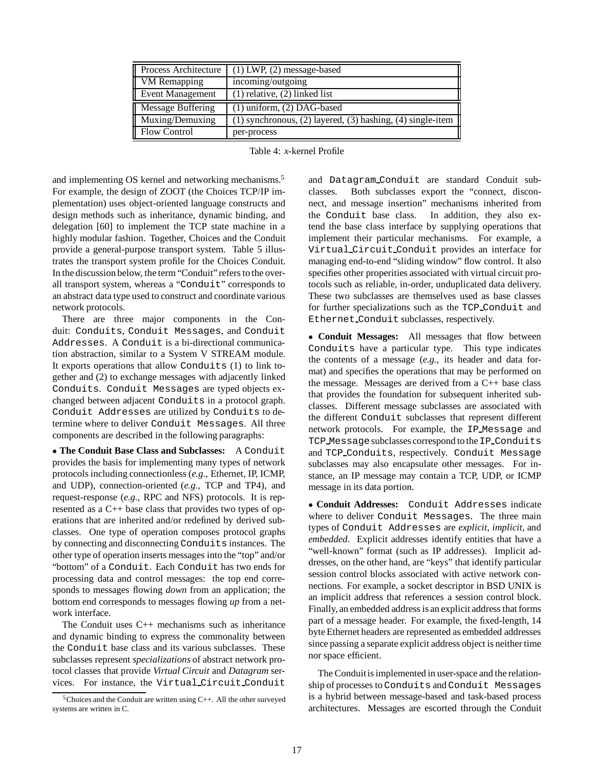| Process Architecture | (1) LWP, (2) message-based |
|---|---|
| VM Remapping | incoming/outgoing |
| Event Management | (1) relative, (2) linked list |
| Message Buffering | (1) uniform, (2) DAG-based |
| Muxing/Demuxing | (1) synchronous, (2) layered, (3) hashing, (4) single-item |
| Flow Control | per-process |

Table 4: *x*-kernel Profile

and implementing OS kernel and networking mechanisms.[5] For example, the design of ZOOT (the Choices TCP/IP implementation) uses object-oriented language constructs and design methods such as inheritance, dynamic binding, and delegation [60] to implement the TCP state machine in a highly modular fashion. Together, Choices and the Conduit provide a general-purpose transport system. Table 5 illustrates the transport system profile for the Choices Conduit. In the discussion below, the term "Conduit" refers to the overall transport system, whereas a "`Conduit`" corresponds to an abstract data type used to construct and coordinate various network protocols.

There are three major components in the Conduit: `Conduits`, `Conduit Messages`, and `Conduit Addresses`. A `Conduit` is a bi-directional communication abstraction, similar to a System V STREAM module. It exports operations that allow `Conduits` (1) to link together and (2) to exchange messages with adjacently linked `Conduits`. `Conduit Messages` are typed objects exchanged between adjacent `Conduits` in a protocol graph. `Conduit Addresses` are utilized by `Conduits` to determine where to deliver `Conduit Messages`. All three components are described in the following paragraphs:

- **The Conduit Base Class and Subclasses:** A `Conduit` provides the basis for implementing many types of network protocols including connectionless (*e.g.,* Ethernet, IP, ICMP, and UDP), connection-oriented (*e.g.,* TCP and TP4), and request-response (*e.g.,* RPC and NFS) protocols. It is represented as a C++ base class that provides two types of operations that are inherited and/or redefined by derived subclasses. One type of operation composes protocol graphs by connecting and disconnecting `Conduits` instances. The other type of operation inserts messages into the "top" and/or "bottom" of a `Conduit`. Each `Conduit` has two ends for processing data and control messages: the top end corresponds to messages flowing *down* from an application; the bottom end corresponds to messages flowing *up* from a network interface.

The Conduit uses C++ mechanisms such as inheritance and dynamic binding to express the commonality between the `Conduit` base class and its various subclasses. These subclasses represent *specializations* of abstract network protocol classes that provide *Virtual Circuit* and *Datagram* services. For instance, the `Virtual_Circuit_Conduit` and `Datagram_Conduit` are standard Conduit subclasses. Both subclasses export the "connect, disconnect, and message insertion" mechanisms inherited from the `Conduit` base class. In addition, they also extend the base class interface by supplying operations that implement their particular mechanisms. For example, a `Virtual_Circuit_Conduit` provides an interface for managing end-to-end "sliding window" flow control. It also specifies other properities associated with virtual circuit protocols such as reliable, in-order, unduplicated data delivery. These two subclasses are themselves used as base classes for further specializations such as the `TCP_Conduit` and `Ethernet_Conduit` subclasses, respectively.

- **Conduit Messages:** All messages that flow between `Conduits` have a particular type. This type indicates the contents of a message (*e.g.,* its header and data format) and specifies the operations that may be performed on the message. Messages are derived from a C++ base class that provides the foundation for subsequent inherited subclasses. Different message subclasses are associated with the different `Conduit` subclasses that represent different network protocols. For example, the `IP_Message` and `TCP_Message` subclasses correspond to the `IP_Conduits` and `TCP_Conduits`, respectively. `Conduit Message` subclasses may also encapsulate other messages. For instance, an IP message may contain a TCP, UDP, or ICMP message in its data portion.

- **Conduit Addresses:** `Conduit Addresses` indicate where to deliver `Conduit Messages`. The three main types of `Conduit Addresses` are *explicit*, *implicit*, and *embedded*. Explicit addresses identify entities that have a "well-known" format (such as IP addresses). Implicit addresses, on the other hand, are "keys" that identify particular session control blocks associated with active network connections. For example, a socket descriptor in BSD UNIX is an implicit address that references a session control block. Finally, an embedded address is an explicit address that forms part of a message header. For example, the fixed-length, 14 byte Ethernet headers are represented as embedded addresses since passing a separate explicit address object is neither time nor space efficient.

The Conduit is implemented in user-space and the relationship of processes to `Conduits` and `Conduit Messages` is a hybrid between message-based and task-based process architectures. Messages are escorted through the Conduit

[5] Choices and the Conduit are written using C++. All the other surveyed systems are written in C.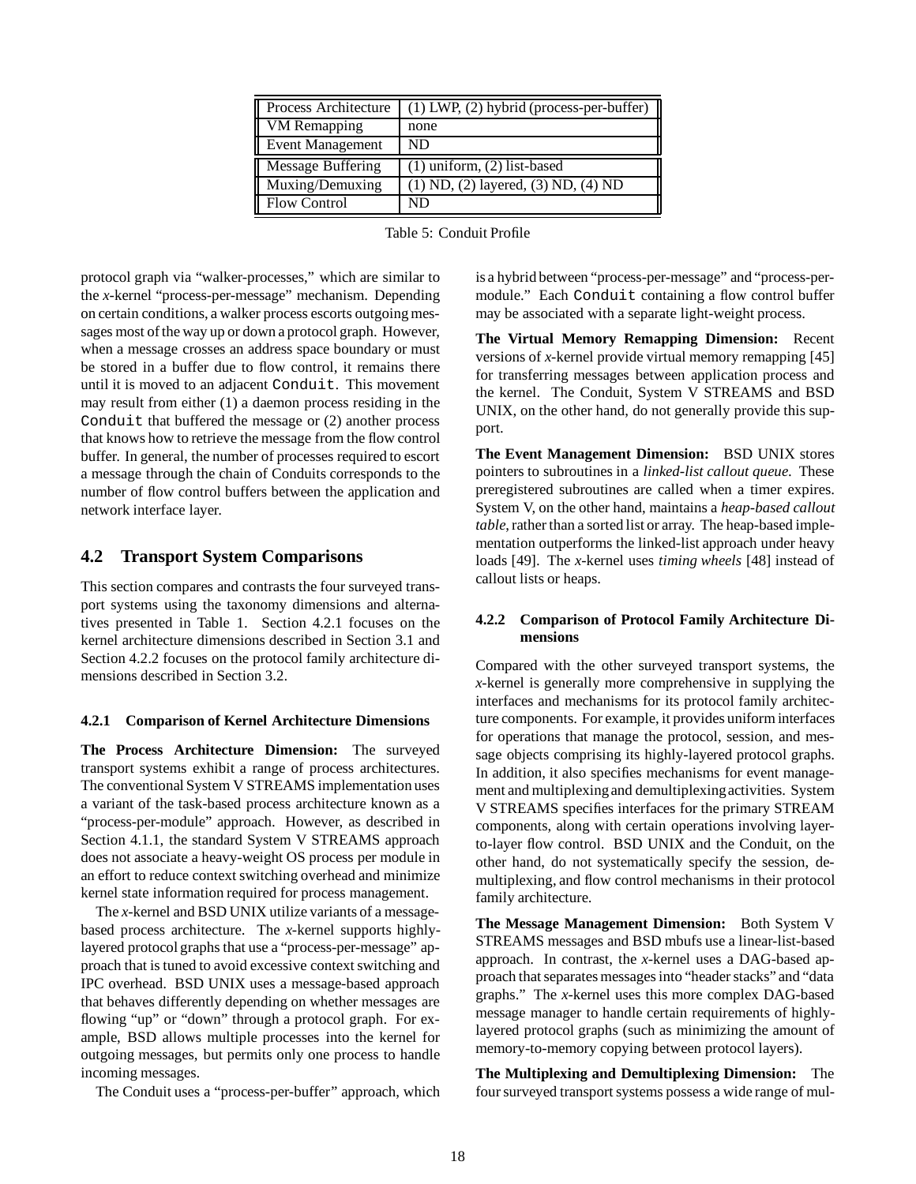| Process Architecture | (1) LWP, (2) hybrid (process-per-buffer) |
| --- | --- |
| VM Remapping | none |
| Event Management | ND |
| Message Buffering | (1) uniform, (2) list-based |
| Muxing/Demuxing | (1) ND, (2) layered, (3) ND, (4) ND |
| Flow Control | ND |

Table 5: Conduit Profile

protocol graph via "walker-processes," which are similar to the *x*-kernel "process-per-message" mechanism. Depending on certain conditions, a walker process escorts outgoing messages most of the way up or down a protocol graph. However, when a message crosses an address space boundary or must be stored in a buffer due to flow control, it remains there until it is moved to an adjacent `Conduit`. This movement may result from either (1) a daemon process residing in the `Conduit` that buffered the message or (2) another process that knows how to retrieve the message from the flow control buffer. In general, the number of processes required to escort a message through the chain of Conduits corresponds to the number of flow control buffers between the application and network interface layer.

## 4.2 Transport System Comparisons

This section compares and contrasts the four surveyed transport systems using the taxonomy dimensions and alternatives presented in Table 1. Section 4.2.1 focuses on the kernel architecture dimensions described in Section 3.1 and Section 4.2.2 focuses on the protocol family architecture dimensions described in Section 3.2.

### 4.2.1 Comparison of Kernel Architecture Dimensions

**The Process Architecture Dimension:** The surveyed transport systems exhibit a range of process architectures. The conventional System V STREAMS implementation uses a variant of the task-based process architecture known as a "process-per-module" approach. However, as described in Section 4.1.1, the standard System V STREAMS approach does not associate a heavy-weight OS process per module in an effort to reduce context switching overhead and minimize kernel state information required for process management.

The *x*-kernel and BSD UNIX utilize variants of a message-based process architecture. The *x*-kernel supports highly-layered protocol graphs that use a "process-per-message" approach that is tuned to avoid excessive context switching and IPC overhead. BSD UNIX uses a message-based approach that behaves differently depending on whether messages are flowing "up" or "down" through a protocol graph. For example, BSD allows multiple processes into the kernel for outgoing messages, but permits only one process to handle incoming messages.

The Conduit uses a "process-per-buffer" approach, which is a hybrid between "process-per-message" and "process-per-module." Each `Conduit` containing a flow control buffer may be associated with a separate light-weight process.

**The Virtual Memory Remapping Dimension:** Recent versions of *x*-kernel provide virtual memory remapping [45] for transferring messages between application process and the kernel. The Conduit, System V STREAMS and BSD UNIX, on the other hand, do not generally provide this support.

**The Event Management Dimension:** BSD UNIX stores pointers to subroutines in a *linked-list callout queue*. These preregistered subroutines are called when a timer expires. System V, on the other hand, maintains a *heap-based callout table*, rather than a sorted list or array. The heap-based implementation outperforms the linked-list approach under heavy loads [49]. The *x*-kernel uses *timing wheels* [48] instead of callout lists or heaps.

### 4.2.2 Comparison of Protocol Family Architecture Dimensions

Compared with the other surveyed transport systems, the *x*-kernel is generally more comprehensive in supplying the interfaces and mechanisms for its protocol family architecture components. For example, it provides uniform interfaces for operations that manage the protocol, session, and message objects comprising its highly-layered protocol graphs. In addition, it also specifies mechanisms for event management and multiplexing and demultiplexing activities. System V STREAMS specifies interfaces for the primary STREAM components, along with certain operations involving layer-to-layer flow control. BSD UNIX and the Conduit, on the other hand, do not systematically specify the session, demultiplexing, and flow control mechanisms in their protocol family architecture.

**The Message Management Dimension:** Both System V STREAMS messages and BSD mbufs use a linear-list-based approach. In contrast, the *x*-kernel uses a DAG-based approach that separates messages into "header stacks" and "data graphs." The *x*-kernel uses this more complex DAG-based message manager to handle certain requirements of highly-layered protocol graphs (such as minimizing the amount of memory-to-memory copying between protocol layers).

**The Multiplexing and Demultiplexing Dimension:** The four surveyed transport systems possess a wide range of mul-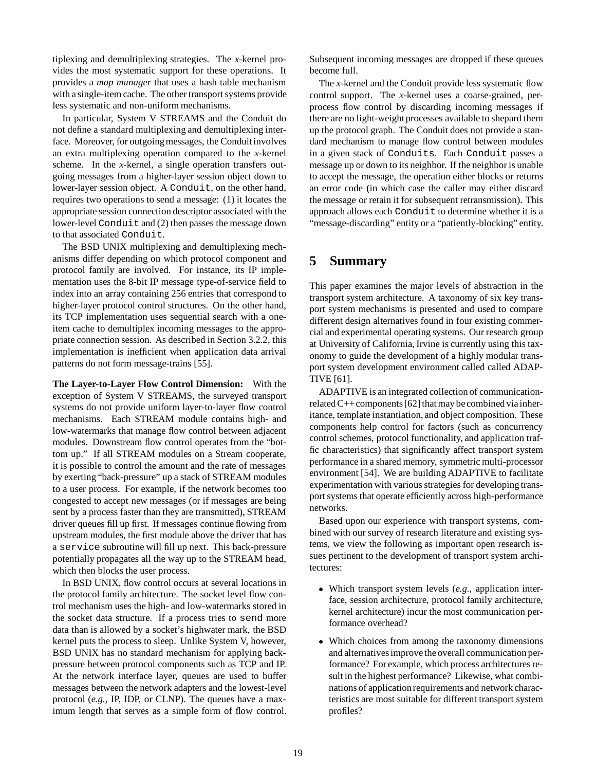tiplexing and demultiplexing strategies. The *x*-kernel provides the most systematic support for these operations. It provides a *map manager* that uses a hash table mechanism with a single-item cache. The other transport systems provide less systematic and non-uniform mechanisms.

In particular, System V STREAMS and the Conduit do not define a standard multiplexing and demultiplexing interface. Moreover, for outgoing messages, the Conduit involves an extra multiplexing operation compared to the *x*-kernel scheme. In the *x*-kernel, a single operation transfers outgoing messages from a higher-layer session object down to lower-layer session object. A `Conduit`, on the other hand, requires two operations to send a message: (1) it locates the appropriate session connection descriptor associated with the lower-level `Conduit` and (2) then passes the message down to that associated `Conduit`.

The BSD UNIX multiplexing and demultiplexing mechanisms differ depending on which protocol component and protocol family are involved. For instance, its IP implementation uses the 8-bit IP message type-of-service field to index into an array containing 256 entries that correspond to higher-layer protocol control structures. On the other hand, its TCP implementation uses sequential search with a one-item cache to demultiplex incoming messages to the appropriate connection session. As described in Section 3.2.2, this implementation is inefficient when application data arrival patterns do not form message-trains [55].

**The Layer-to-Layer Flow Control Dimension:** With the exception of System V STREAMS, the surveyed transport systems do not provide uniform layer-to-layer flow control mechanisms. Each STREAM module contains high- and low-watermarks that manage flow control between adjacent modules. Downstream flow control operates from the "bottom up." If all STREAM modules on a Stream cooperate, it is possible to control the amount and the rate of messages by exerting "back-pressure" up a stack of STREAM modules to a user process. For example, if the network becomes too congested to accept new messages (or if messages are being sent by a process faster than they are transmitted), STREAM driver queues fill up first. If messages continue flowing from upstream modules, the first module above the driver that has a `service` subroutine will fill up next. This back-pressure potentially propagates all the way up to the STREAM head, which then blocks the user process.

In BSD UNIX, flow control occurs at several locations in the protocol family architecture. The socket level flow control mechanism uses the high- and low-watermarks stored in the socket data structure. If a process tries to `send` more data than is allowed by a socket's highwater mark, the BSD kernel puts the process to sleep. Unlike System V, however, BSD UNIX has no standard mechanism for applying back-pressure between protocol components such as TCP and IP. At the network interface layer, queues are used to buffer messages between the network adapters and the lowest-level protocol (*e.g.,* IP, IDP, or CLNP). The queues have a maximum length that serves as a simple form of flow control. Subsequent incoming messages are dropped if these queues become full.

The *x*-kernel and the Conduit provide less systematic flow control support. The *x*-kernel uses a coarse-grained, per-process flow control by discarding incoming messages if there are no light-weight processes available to shepard them up the protocol graph. The Conduit does not provide a standard mechanism to manage flow control between modules in a given stack of `Conduits`. Each `Conduit` passes a message up or down to its neighbor. If the neighbor is unable to accept the message, the operation either blocks or returns an error code (in which case the caller may either discard the message or retain it for subsequent retransmission). This approach allows each `Conduit` to determine whether it is a "message-discarding" entity or a "patiently-blocking" entity.

# 5 Summary

This paper examines the major levels of abstraction in the transport system architecture. A taxonomy of six key transport system mechanisms is presented and used to compare different design alternatives found in four existing commercial and experimental operating systems. Our research group at University of California, Irvine is currently using this taxonomy to guide the development of a highly modular transport system development environment called called ADAPTIVE [61].

ADAPTIVE is an integrated collection of communication-related C++ components [62] that may be combined via inheritance, template instantiation, and object composition. These components help control for factors (such as concurrency control schemes, protocol functionality, and application traffic characteristics) that significantly affect transport system performance in a shared memory, symmetric multi-processor environment [54]. We are building ADAPTIVE to facilitate experimentation with various strategies for developing transport systems that operate efficiently across high-performance networks.

Based upon our experience with transport systems, combined with our survey of research literature and existing systems, we view the following as important open research issues pertinent to the development of transport system architectures:

- Which transport system levels (*e.g.,* application interface, session architecture, protocol family architecture, kernel architecture) incur the most communication performance overhead?
- Which choices from among the taxonomy dimensions and alternatives improve the overall communication performance? For example, which process architectures result in the highest performance? Likewise, what combinations of application requirements and network characteristics are most suitable for different transport system profiles?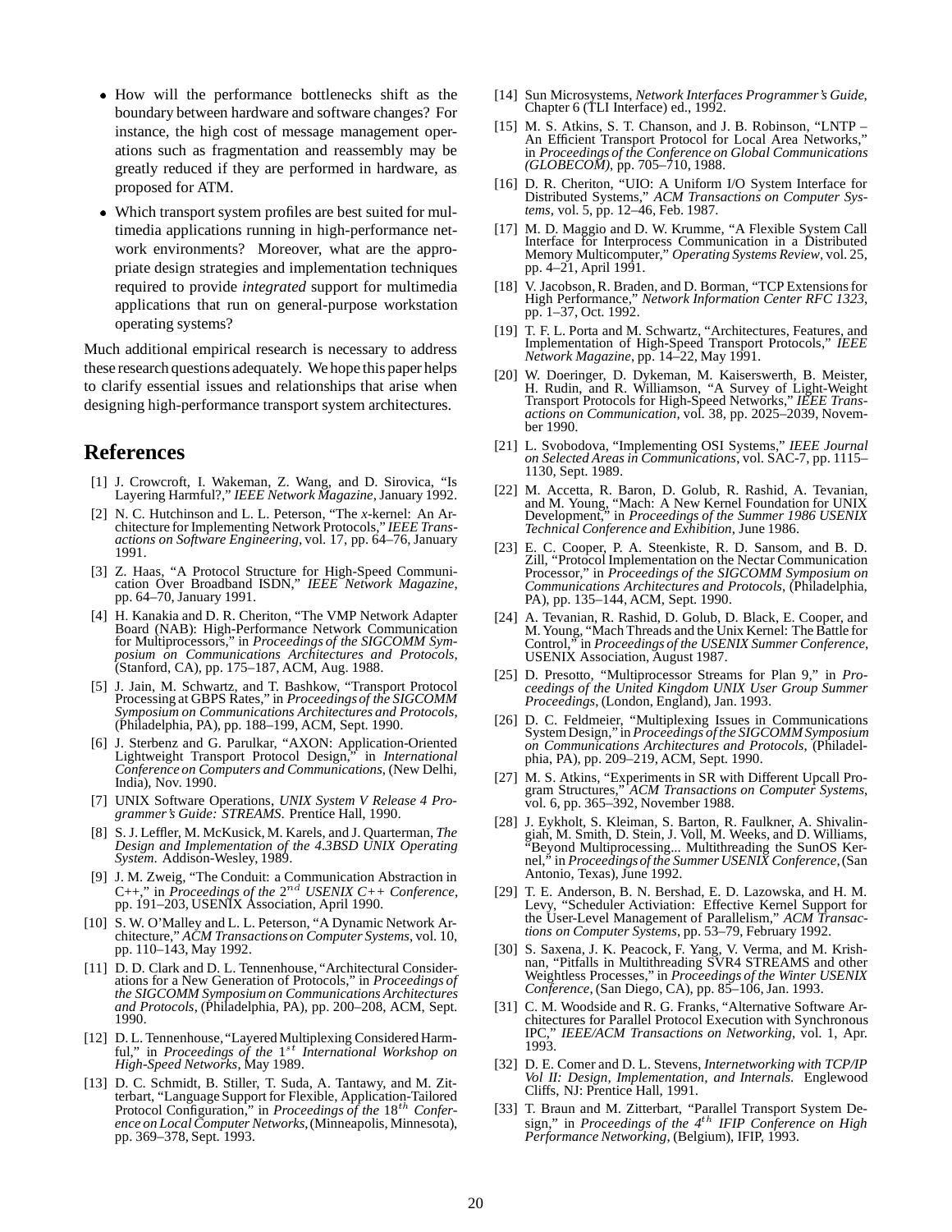- How will the performance bottlenecks shift as the boundary between hardware and software changes? For instance, the high cost of message management operations such as fragmentation and reassembly may be greatly reduced if they are performed in hardware, as proposed for ATM.
- Which transport system profiles are best suited for multimedia applications running in high-performance network environments? Moreover, what are the appropriate design strategies and implementation techniques required to provide *integrated* support for multimedia applications that run on general-purpose workstation operating systems?

Much additional empirical research is necessary to address these research questions adequately. We hope this paper helps to clarify essential issues and relationships that arise when designing high-performance transport system architectures.

# References

[1] J. Crowcroft, I. Wakeman, Z. Wang, and D. Sirovica, "Is Layering Harmful?," *IEEE Network Magazine*, January 1992.

[2] N. C. Hutchinson and L. L. Peterson, "The *x*-kernel: An Architecture for Implementing Network Protocols," *IEEE Transactions on Software Engineering*, vol. 17, pp. 64–76, January 1991.

[3] Z. Haas, "A Protocol Structure for High-Speed Communication Over Broadband ISDN," *IEEE Network Magazine*, pp. 64–70, January 1991.

[4] H. Kanakia and D. R. Cheriton, "The VMP Network Adapter Board (NAB): High-Performance Network Communication for Multiprocessors," in *Proceedings of the SIGCOMM Symposium on Communications Architectures and Protocols*, (Stanford, CA), pp. 175–187, ACM, Aug. 1988.

[5] J. Jain, M. Schwartz, and T. Bashkow, "Transport Protocol Processing at GBPS Rates," in *Proceedings of the SIGCOMM Symposium on Communications Architectures and Protocols*, (Philadelphia, PA), pp. 188–199, ACM, Sept. 1990.

[6] J. Sterbenz and G. Parulkar, "AXON: Application-Oriented Lightweight Transport Protocol Design," in *International Conference on Computers and Communications*, (New Delhi, India), Nov. 1990.

[7] UNIX Software Operations, *UNIX System V Release 4 Programmer's Guide: STREAMS*. Prentice Hall, 1990.

[8] S. J. Leffler, M. McKusick, M. Karels, and J. Quarterman, *The Design and Implementation of the 4.3BSD UNIX Operating System*. Addison-Wesley, 1989.

[9] J. M. Zweig, "The Conduit: a Communication Abstraction in C++," in *Proceedings of the* $2^{nd}$ *USENIX C++ Conference*, pp. 191–203, USENIX Association, April 1990.

[10] S. W. O'Malley and L. L. Peterson, "A Dynamic Network Architecture," *ACM Transactions on Computer Systems*, vol. 10, pp. 110–143, May 1992.

[11] D. D. Clark and D. L. Tennenhouse, "Architectural Considerations for a New Generation of Protocols," in *Proceedings of the SIGCOMM Symposium on Communications Architectures and Protocols*, (Philadelphia, PA), pp. 200–208, ACM, Sept. 1990.

[12] D. L. Tennenhouse, "Layered Multiplexing Considered Harmful," in *Proceedings of the* $1^{st}$ *International Workshop on High-Speed Networks*, May 1989.

[13] D. C. Schmidt, B. Stiller, T. Suda, A. Tantawy, and M. Zitterbart, "Language Support for Flexible, Application-Tailored Protocol Configuration," in *Proceedings of the* $18^{th}$ *Conference on Local Computer Networks*, (Minneapolis, Minnesota), pp. 369–378, Sept. 1993.

[14] Sun Microsystems, *Network Interfaces Programmer's Guide*, Chapter 6 (TLI Interface) ed., 1992.

[15] M. S. Atkins, S. T. Chanson, and J. B. Robinson, "LNTP – An Efficient Transport Protocol for Local Area Networks," in *Proceedings of the Conference on Global Communications (GLOBECOM)*, pp. 705–710, 1988.

[16] D. R. Cheriton, "UIO: A Uniform I/O System Interface for Distributed Systems," *ACM Transactions on Computer Systems*, vol. 5, pp. 12–46, Feb. 1987.

[17] M. D. Maggio and D. W. Krumme, "A Flexible System Call Interface for Interprocess Communication in a Distributed Memory Multicomputer," *Operating Systems Review*, vol. 25, pp. 4–21, April 1991.

[18] V. Jacobson, R. Braden, and D. Borman, "TCP Extensions for High Performance," *Network Information Center RFC 1323*, pp. 1–37, Oct. 1992.

[19] T. F. L. Porta and M. Schwartz, "Architectures, Features, and Implementation of High-Speed Transport Protocols," *IEEE Network Magazine*, pp. 14–22, May 1991.

[20] W. Doeringer, D. Dykeman, M. Kaiserswerth, B. Meister, H. Rudin, and R. Williamson, "A Survey of Light-Weight Transport Protocols for High-Speed Networks," *IEEE Transactions on Communication*, vol. 38, pp. 2025–2039, November 1990.

[21] L. Svobodova, "Implementing OSI Systems," *IEEE Journal on Selected Areas in Communications*, vol. SAC-7, pp. 1115–1130, Sept. 1989.

[22] M. Accetta, R. Baron, D. Golub, R. Rashid, A. Tevanian, and M. Young, "Mach: A New Kernel Foundation for UNIX Development," in *Proceedings of the Summer 1986 USENIX Technical Conference and Exhibition*, June 1986.

[23] E. C. Cooper, P. A. Steenkiste, R. D. Sansom, and B. D. Zill, "Protocol Implementation on the Nectar Communication Processor," in *Proceedings of the SIGCOMM Symposium on Communications Architectures and Protocols*, (Philadelphia, PA), pp. 135–144, ACM, Sept. 1990.

[24] A. Tevanian, R. Rashid, D. Golub, D. Black, E. Cooper, and M. Young, "Mach Threads and the Unix Kernel: The Battle for Control," in *Proceedings of the USENIX Summer Conference*, USENIX Association, August 1987.

[25] D. Presotto, "Multiprocessor Streams for Plan 9," in *Proceedings of the United Kingdom UNIX User Group Summer Proceedings*, (London, England), Jan. 1993.

[26] D. C. Feldmeier, "Multiplexing Issues in Communications System Design," in *Proceedings of the SIGCOMM Symposium on Communications Architectures and Protocols*, (Philadelphia, PA), pp. 209–219, ACM, Sept. 1990.

[27] M. S. Atkins, "Experiments in SR with Different Upcall Program Structures," *ACM Transactions on Computer Systems*, vol. 6, pp. 365–392, November 1988.

[28] J. Eykholt, S. Kleiman, S. Barton, R. Faulkner, A. Shivalingiah, M. Smith, D. Stein, J. Voll, M. Weeks, and D. Williams, "Beyond Multiprocessing... Multithreading the SunOS Kernel," in *Proceedings of the Summer USENIX Conference*, (San Antonio, Texas), June 1992.

[29] T. E. Anderson, B. N. Bershad, E. D. Lazowska, and H. M. Levy, "Scheduler Activiation: Effective Kernel Support for the User-Level Management of Parallelism," *ACM Transactions on Computer Systems*, pp. 53–79, February 1992.

[30] S. Saxena, J. K. Peacock, F. Yang, V. Verma, and M. Krishnan, "Pitfalls in Multithreading SVR4 STREAMS and other Weightless Processes," in *Proceedings of the Winter USENIX Conference*, (San Diego, CA), pp. 85–106, Jan. 1993.

[31] C. M. Woodside and R. G. Franks, "Alternative Software Architectures for Parallel Protocol Execution with Synchronous IPC," *IEEE/ACM Transactions on Networking*, vol. 1, Apr. 1993.

[32] D. E. Comer and D. L. Stevens, *Internetworking with TCP/IP Vol II: Design, Implementation, and Internals*. Englewood Cliffs, NJ: Prentice Hall, 1991.

[33] T. Braun and M. Zitterbart, "Parallel Transport System Design," in *Proceedings of the* $4^{th}$ *IFIP Conference on High Performance Networking*, (Belgium), IFIP, 1993.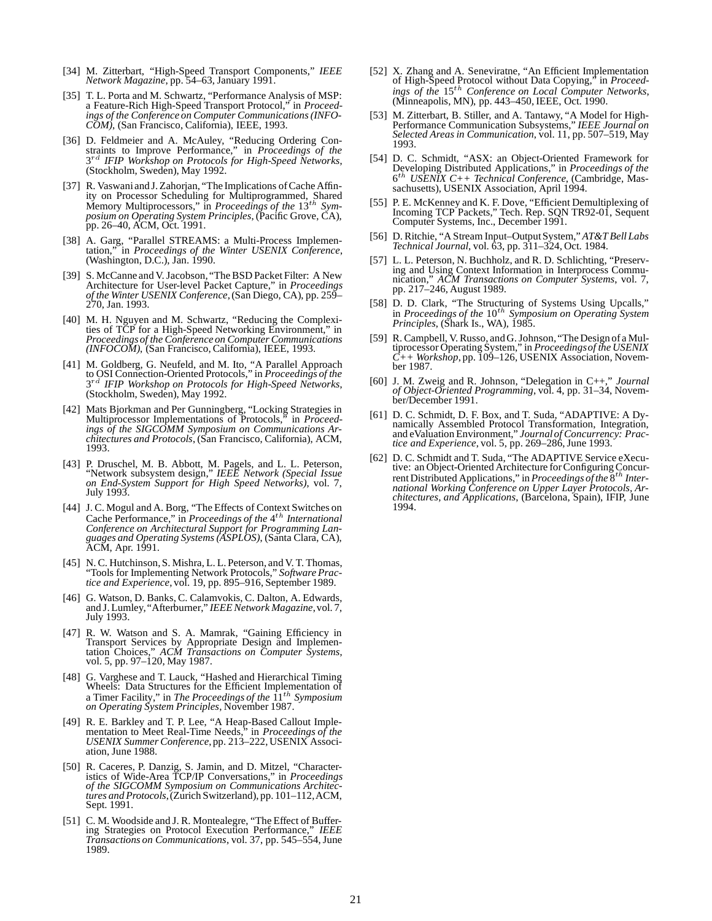[34] M. Zitterbart, "High-Speed Transport Components," *IEEE Network Magazine*, pp. 54–63, January 1991.

[35] T. L. Porta and M. Schwartz, "Performance Analysis of MSP: a Feature-Rich High-Speed Transport Protocol," in *Proceedings of the Conference on Computer Communications (INFOCOM)*, (San Francisco, California), IEEE, 1993.

[36] D. Feldmeier and A. McAuley, "Reducing Ordering Constraints to Improve Performance," in *Proceedings of the* $3^{rd}$ *IFIP Workshop on Protocols for High-Speed Networks*, (Stockholm, Sweden), May 1992.

[37] R. Vaswani and J. Zahorjan, "The Implications of Cache Affinity on Processor Scheduling for Multiprogrammed, Shared Memory Multiprocessors," in *Proceedings of the* $13^{th}$ *Symposium on Operating System Principles*, (Pacific Grove, CA), pp. 26–40, ACM, Oct. 1991.

[38] A. Garg, "Parallel STREAMS: a Multi-Process Implementation," in *Proceedings of the Winter USENIX Conference*, (Washington, D.C.), Jan. 1990.

[39] S. McCanne and V. Jacobson, "The BSD Packet Filter: A New Architecture for User-level Packet Capture," in *Proceedings of the Winter USENIX Conference*, (San Diego, CA), pp. 259–270, Jan. 1993.

[40] M. H. Nguyen and M. Schwartz, "Reducing the Complexities of TCP for a High-Speed Networking Environment," in *Proceedings of the Conference on Computer Communications (INFOCOM)*, (San Francisco, California), IEEE, 1993.

[41] M. Goldberg, G. Neufeld, and M. Ito, "A Parallel Approach to OSI Connection-Oriented Protocols," in *Proceedings of the* $3^{rd}$ *IFIP Workshop on Protocols for High-Speed Networks*, (Stockholm, Sweden), May 1992.

[42] Mats Bjorkman and Per Gunningberg, "Locking Strategies in Multiprocessor Implementations of Protocols," in *Proceedings of the SIGCOMM Symposium on Communications Architectures and Protocols*, (San Francisco, California), ACM, 1993.

[43] P. Druschel, M. B. Abbott, M. Pagels, and L. L. Peterson, "Network subsystem design," *IEEE Network (Special Issue on End-System Support for High Speed Networks)*, vol. 7, July 1993.

[44] J. C. Mogul and A. Borg, "The Effects of Context Switches on Cache Performance," in *Proceedings of the* $4^{th}$ *International Conference on Architectural Support for Programming Languages and Operating Systems (ASPLOS)*, (Santa Clara, CA), ACM, Apr. 1991.

[45] N. C. Hutchinson, S. Mishra, L. L. Peterson, and V. T. Thomas, "Tools for Implementing Network Protocols," *Software Practice and Experience*, vol. 19, pp. 895–916, September 1989.

[46] G. Watson, D. Banks, C. Calamvokis, C. Dalton, A. Edwards, and J. Lumley, "Afterburner," *IEEE Network Magazine*, vol. 7, July 1993.

[47] R. W. Watson and S. A. Mamrak, "Gaining Efficiency in Transport Services by Appropriate Design and Implementation Choices," *ACM Transactions on Computer Systems*, vol. 5, pp. 97–120, May 1987.

[48] G. Varghese and T. Lauck, "Hashed and Hierarchical Timing Wheels: Data Structures for the Efficient Implementation of a Timer Facility," in *The Proceedings of the* $11^{th}$ *Symposium on Operating System Principles*, November 1987.

[49] R. E. Barkley and T. P. Lee, "A Heap-Based Callout Implementation to Meet Real-Time Needs," in *Proceedings of the USENIX Summer Conference*, pp. 213–222, USENIX Association, June 1988.

[50] R. Caceres, P. Danzig, S. Jamin, and D. Mitzel, "Characteristics of Wide-Area TCP/IP Conversations," in *Proceedings of the SIGCOMM Symposium on Communications Architectures and Protocols*, (Zurich Switzerland), pp. 101–112, ACM, Sept. 1991.

[51] C. M. Woodside and J. R. Montealegre, "The Effect of Buffering Strategies on Protocol Execution Performance," *IEEE Transactions on Communications*, vol. 37, pp. 545–554, June 1989.

[52] X. Zhang and A. Seneviratne, "An Efficient Implementation of High-Speed Protocol without Data Copying," in *Proceedings of the* $15^{th}$ *Conference on Local Computer Networks*, (Minneapolis, MN), pp. 443–450, IEEE, Oct. 1990.

[53] M. Zitterbart, B. Stiller, and A. Tantawy, "A Model for High-Performance Communication Subsystems," *IEEE Journal on Selected Areas in Communication*, vol. 11, pp. 507–519, May 1993.

[54] D. C. Schmidt, "ASX: an Object-Oriented Framework for Developing Distributed Applications," in *Proceedings of the* $6^{th}$ *USENIX C++ Technical Conference*, (Cambridge, Massachusetts), USENIX Association, April 1994.

[55] P. E. McKenney and K. F. Dove, "Efficient Demultiplexing of Incoming TCP Packets," Tech. Rep. SQN TR92-01, Sequent Computer Systems, Inc., December 1991.

[56] D. Ritchie, "A Stream Input–Output System," *AT&T Bell Labs Technical Journal*, vol. 63, pp. 311–324, Oct. 1984.

[57] L. L. Peterson, N. Buchholz, and R. D. Schlichting, "Preserving and Using Context Information in Interprocess Communication," *ACM Transactions on Computer Systems*, vol. 7, pp. 217–246, August 1989.

[58] D. D. Clark, "The Structuring of Systems Using Upcalls," in *Proceedings of the* $10^{th}$ *Symposium on Operating System Principles*, (Shark Is., WA), 1985.

[59] R. Campbell, V. Russo, and G. Johnson, "The Design of a Multiprocessor Operating System," in *Proceedings of the USENIX C++ Workshop*, pp. 109–126, USENIX Association, November 1987.

[60] J. M. Zweig and R. Johnson, "Delegation in C++," *Journal of Object-Oriented Programming*, vol. 4, pp. 31–34, November/December 1991.

[61] D. C. Schmidt, D. F. Box, and T. Suda, "ADAPTIVE: A Dynamically Assembled Protocol Transformation, Integration, and eValuation Environment," *Journal of Concurrency: Practice and Experience*, vol. 5, pp. 269–286, June 1993.

[62] D. C. Schmidt and T. Suda, "The ADAPTIVE Service eXecutive: an Object-Oriented Architecture for Configuring Concurrent Distributed Applications," in *Proceedings of the* $8^{th}$ *International Working Conference on Upper Layer Protocols, Architectures, and Applications*, (Barcelona, Spain), IFIP, June 1994.